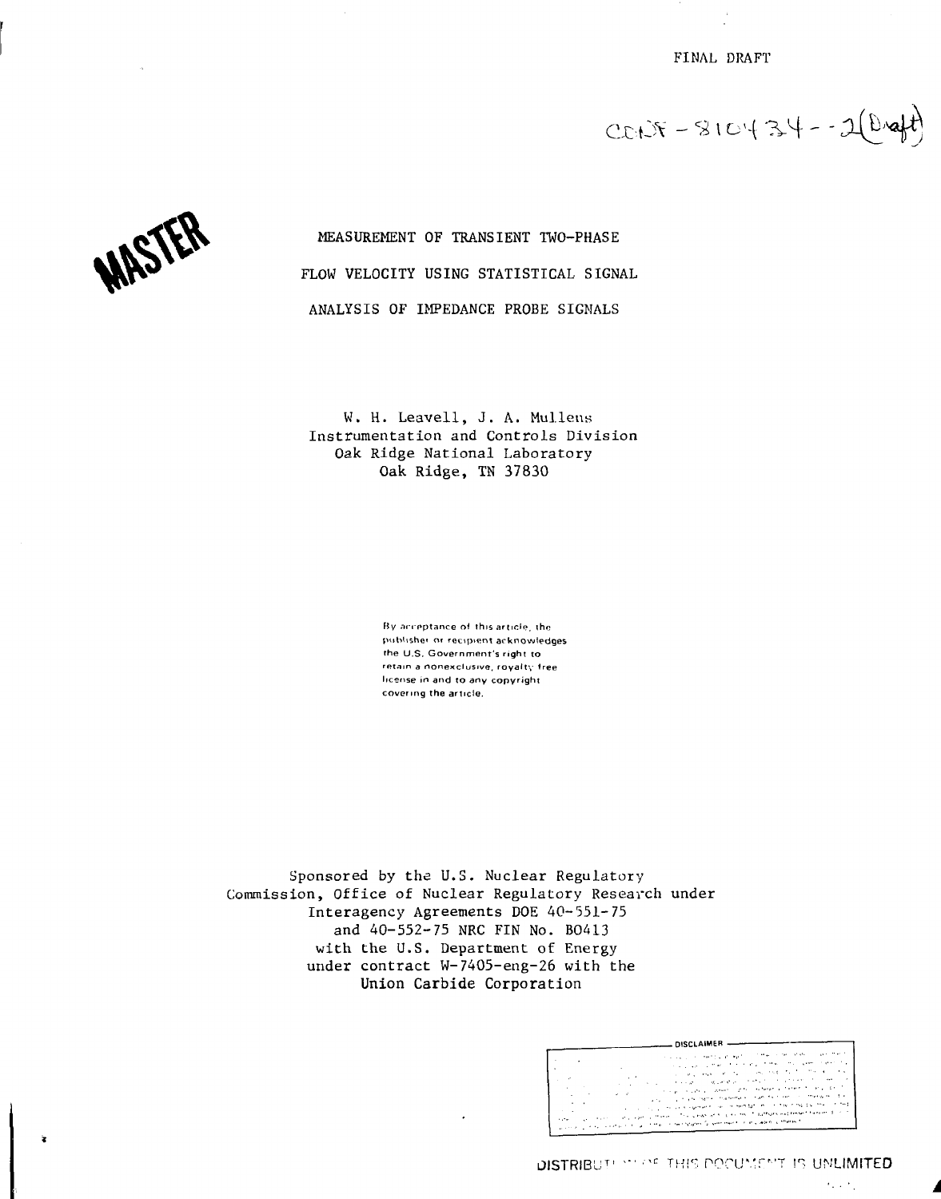FINAL DRAFT

CONF-810434--2(Draft)

MASTER

# MEASUREMENT OF TRANSIENT TWO-PHASE FLOW VELOCITY USING STATISTICAL SIGNAL ANALYSIS OF IMPEDANCE PROBE SIGNALS

W. H. Leavell, J. A. Mullens
Instrumentation and Controls Division
Oak Ridge National Laboratory
Oak Ridge, TN 37830

By acceptance of this article, the publisher or recipient acknowledges the U.S. Government's right to retain a nonexclusive, royalty free license in and to any copyright covering the article.

Sponsored by the U.S. Nuclear Regulatory Commission, Office of Nuclear Regulatory Research under Interagency Agreements DOE 40-551-75 and 40-552-75 NRC FIN No. B0413 with the U.S. Department of Energy under contract W-7405-eng-26 with the Union Carbide Corporation

DISCLAIMER

DISTRIBUTION OF THIS DOCUMENT IS UNLIMITED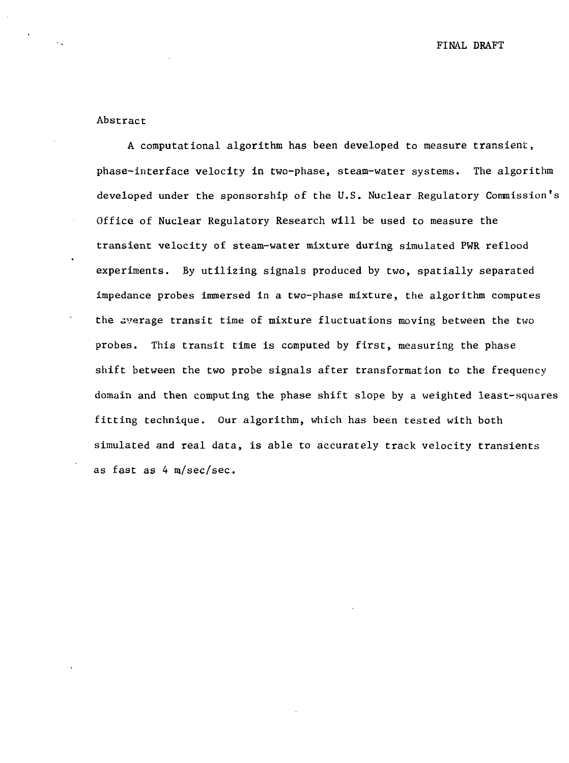## Abstract

A computational algorithm has been developed to measure transient, phase-interface velocity in two-phase, steam-water systems. The algorithm developed under the sponsorship of the U.S. Nuclear Regulatory Commission's Office of Nuclear Regulatory Research will be used to measure the transient velocity of steam-water mixture during simulated PWR reflood experiments. By utilizing signals produced by two, spatially separated impedance probes immersed in a two-phase mixture, the algorithm computes the average transit time of mixture fluctuations moving between the two probes. This transit time is computed by first, measuring the phase shift between the two probe signals after transformation to the frequency domain and then computing the phase shift slope by a weighted least-squares fitting technique. Our algorithm, which has been tested with both simulated and real data, is able to accurately track velocity transients as fast as 4 m/sec/sec.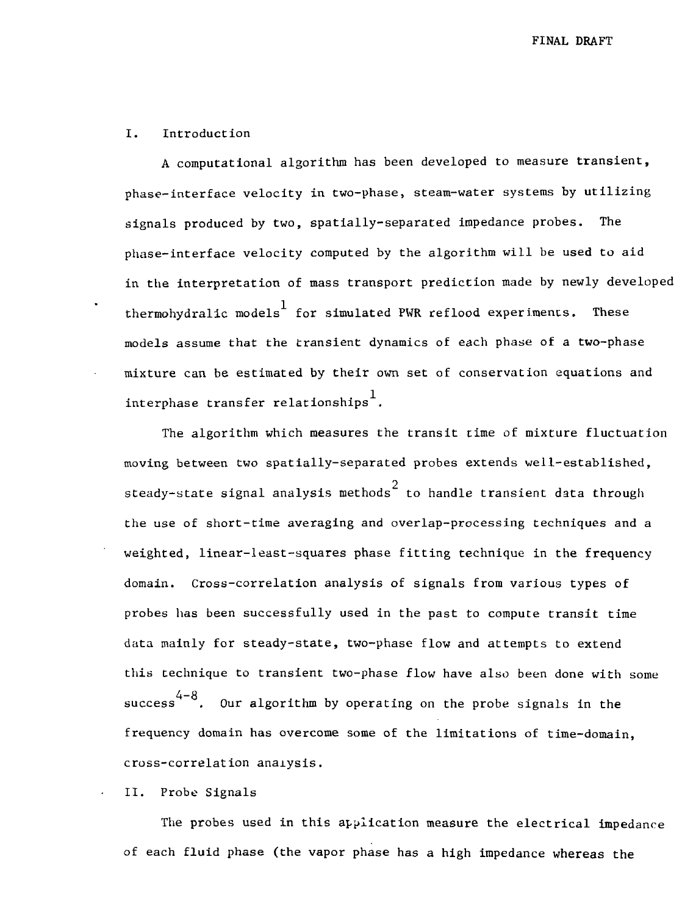## I. Introduction

A computational algorithm has been developed to measure transient, phase-interface velocity in two-phase, steam-water systems by utilizing signals produced by two, spatially-separated impedance probes. The phase-interface velocity computed by the algorithm will be used to aid in the interpretation of mass transport prediction made by newly developed thermohydralic models[1] for simulated PWR reflood experiments. These models assume that the transient dynamics of each phase of a two-phase mixture can be estimated by their own set of conservation equations and interphase transfer relationships[1].

The algorithm which measures the transit time of mixture fluctuation moving between two spatially-separated probes extends well-established, steady-state signal analysis methods[2] to handle transient data through the use of short-time averaging and overlap-processing techniques and a weighted, linear-least-squares phase fitting technique in the frequency domain. Cross-correlation analysis of signals from various types of probes has been successfully used in the past to compute transit time data mainly for steady-state, two-phase flow and attempts to extend this technique to transient two-phase flow have also been done with some success[4-8]. Our algorithm by operating on the probe signals in the frequency domain has overcome some of the limitations of time-domain, cross-correlation analysis.

## II. Probe Signals

The probes used in this application measure the electrical impedance of each fluid phase (the vapor phase has a high impedance whereas the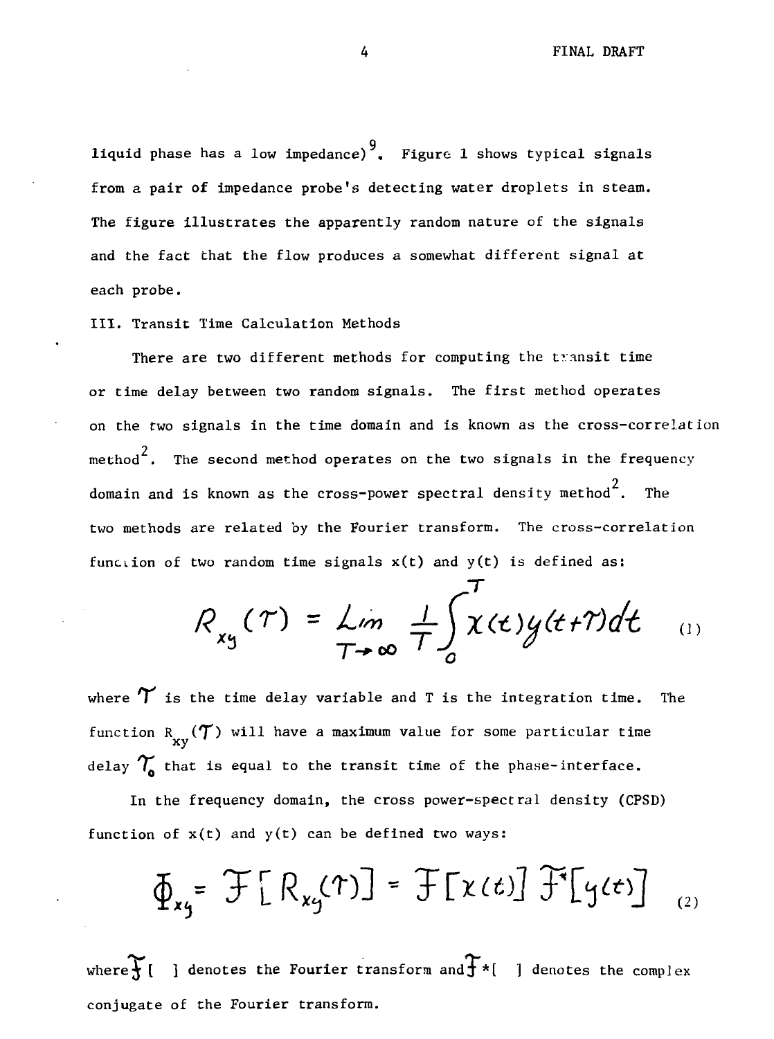liquid phase has a low impedance)[9]. Figure 1 shows typical signals from a pair of impedance probe's detecting water droplets in steam. The figure illustrates the apparently random nature of the signals and the fact that the flow produces a somewhat different signal at each probe.

## III. Transit Time Calculation Methods

There are two different methods for computing the transit time or time delay between two random signals. The first method operates on the two signals in the time domain and is known as the cross-correlation method[2]. The second method operates on the two signals in the frequency domain and is known as the cross-power spectral density method[2]. The two methods are related by the Fourier transform. The cross-correlation function of two random time signals x(t) and y(t) is defined as:

$$R_{xy}(\tau) = \lim_{T\to\infty} \frac{1}{T}\int_0^T x(t)y(t+\tau)dt \qquad (1)$$

where $\tau$ is the time delay variable and T is the integration time. The function $R_{xy}(\tau)$ will have a maximum value for some particular time delay $\tau_0$ that is equal to the transit time of the phase-interface.

In the frequency domain, the cross power-spectral density (CPSD) function of x(t) and y(t) can be defined two ways:

$$\Phi_{xy} = \mathcal{F}[R_{xy}(\tau)] = \mathcal{F}[x(t)]\,\mathcal{F}^*[y(t)] \qquad (2)$$

where $\mathcal{F}[\ \ ]$ denotes the Fourier transform and $\mathcal{F}^*[\ \ ]$ denotes the complex conjugate of the Fourier transform.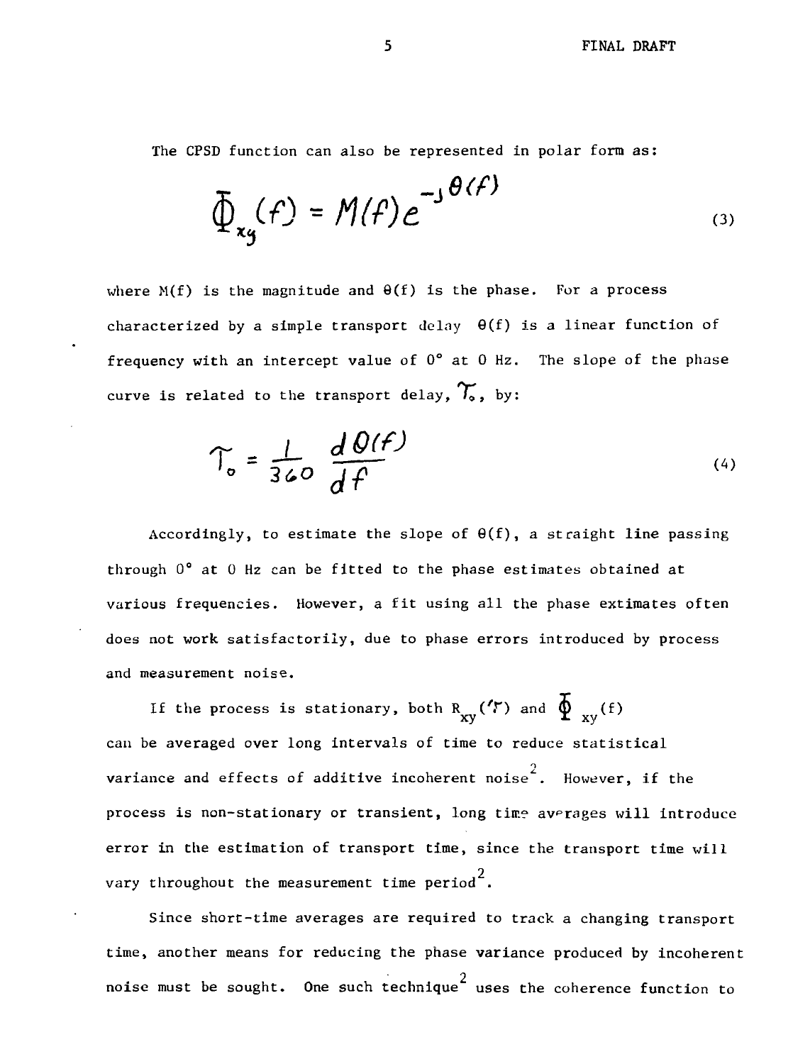The CPSD function can also be represented in polar form as:

$$\Phi_{xy}(f) = M(f)e^{-j\theta(f)} \tag{3}$$

where M(f) is the magnitude and θ(f) is the phase. For a process characterized by a simple transport delay θ(f) is a linear function of frequency with an intercept value of 0° at 0 Hz. The slope of the phase curve is related to the transport delay, $\tau_o$, by:

$$\tau_o = \frac{1}{360} \frac{d\theta(f)}{df} \tag{4}$$

Accordingly, to estimate the slope of θ(f), a straight line passing through 0° at 0 Hz can be fitted to the phase estimates obtained at various frequencies. However, a fit using all the phase extimates often does not work satisfactorily, due to phase errors introduced by process and measurement noise.

If the process is stationary, both $R_{xy}(\tau)$ and $\Phi_{xy}(f)$ can be averaged over long intervals of time to reduce statistical variance and effects of additive incoherent noise[2]. However, if the process is non-stationary or transient, long time averages will introduce error in the estimation of transport time, since the transport time will vary throughout the measurement time period[2].

Since short-time averages are required to track a changing transport time, another means for reducing the phase variance produced by incoherent noise must be sought. One such technique[2] uses the coherence function to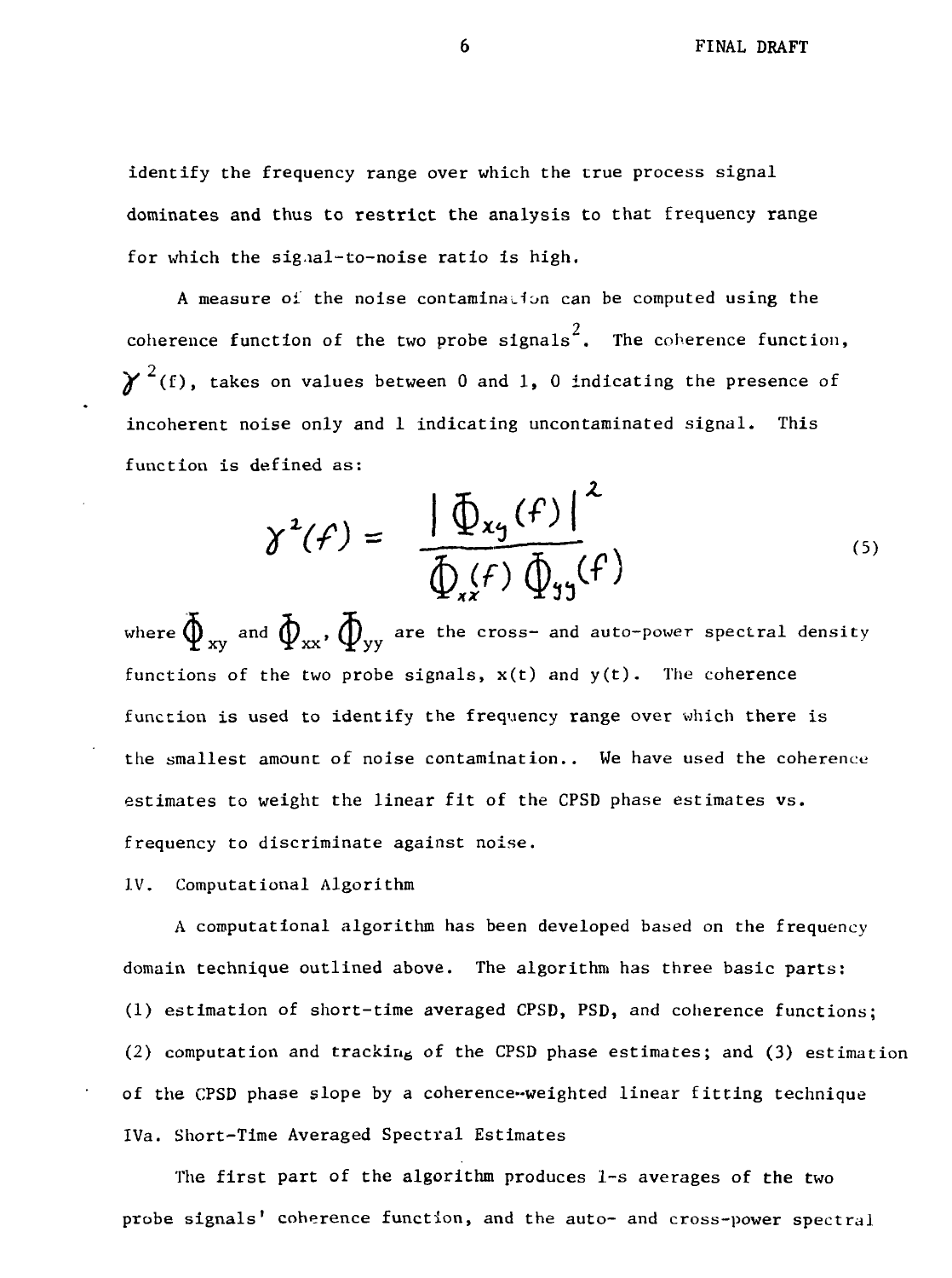identify the frequency range over which the true process signal dominates and thus to restrict the analysis to that frequency range for which the signal-to-noise ratio is high.

A measure of the noise contamination can be computed using the coherence function of the two probe signals[2]. The coherence function, $\gamma^2(f)$, takes on values between 0 and 1, 0 indicating the presence of incoherent noise only and 1 indicating uncontaminated signal. This function is defined as:

$$\gamma^2(f) = \frac{|\Phi_{xy}(f)|^2}{\Phi_{xx}(f)\,\Phi_{yy}(f)} \tag{5}$$

where $\Phi_{xy}$ and $\Phi_{xx}$, $\Phi_{yy}$ are the cross- and auto-power spectral density functions of the two probe signals, $x(t)$ and $y(t)$. The coherence function is used to identify the frequency range over which there is the smallest amount of noise contamination.. We have used the coherence estimates to weight the linear fit of the CPSD phase estimates vs. frequency to discriminate against noise.

## IV. Computational Algorithm

A computational algorithm has been developed based on the frequency domain technique outlined above. The algorithm has three basic parts: (1) estimation of short-time averaged CPSD, PSD, and coherence functions; (2) computation and tracking of the CPSD phase estimates; and (3) estimation of the CPSD phase slope by a coherence-weighted linear fitting technique

### IVa. Short-Time Averaged Spectral Estimates

The first part of the algorithm produces 1-s averages of the two probe signals' coherence function, and the auto- and cross-power spectral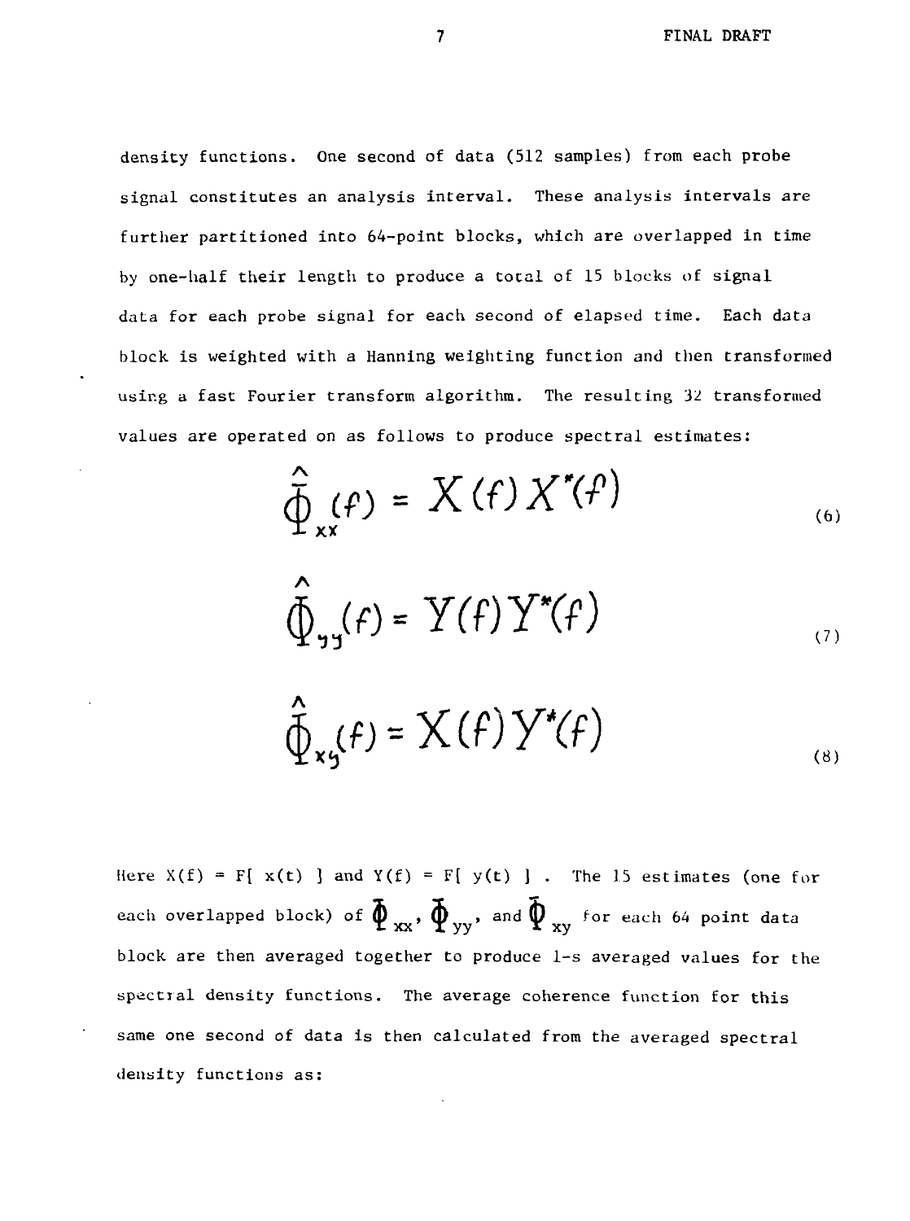density functions. One second of data (512 samples) from each probe signal constitutes an analysis interval. These analysis intervals are further partitioned into 64-point blocks, which are overlapped in time by one-half their length to produce a total of 15 blocks of signal data for each probe signal for each second of elapsed time. Each data block is weighted with a Hanning weighting function and then transformed using a fast Fourier transform algorithm. The resulting 32 transformed values are operated on as follows to produce spectral estimates:

$$\hat{\Phi}_{xx}(f) = X(f)X^*(f) \tag{6}$$

$$\hat{\Phi}_{yy}(f) = Y(f)Y^*(f) \tag{7}$$

$$\hat{\Phi}_{xy}(f) = X(f)Y^*(f) \tag{8}$$

Here $X(f) = F[\ x(t)\ ]$ and $Y(f) = F[\ y(t)\ ]$ . The 15 estimates (one for each overlapped block) of $\Phi_{xx}$, $\Phi_{yy}$, and $\Phi_{xy}$ for each 64 point data block are then averaged together to produce 1-s averaged values for the spectral density functions. The average coherence function for this same one second of data is then calculated from the averaged spectral density functions as: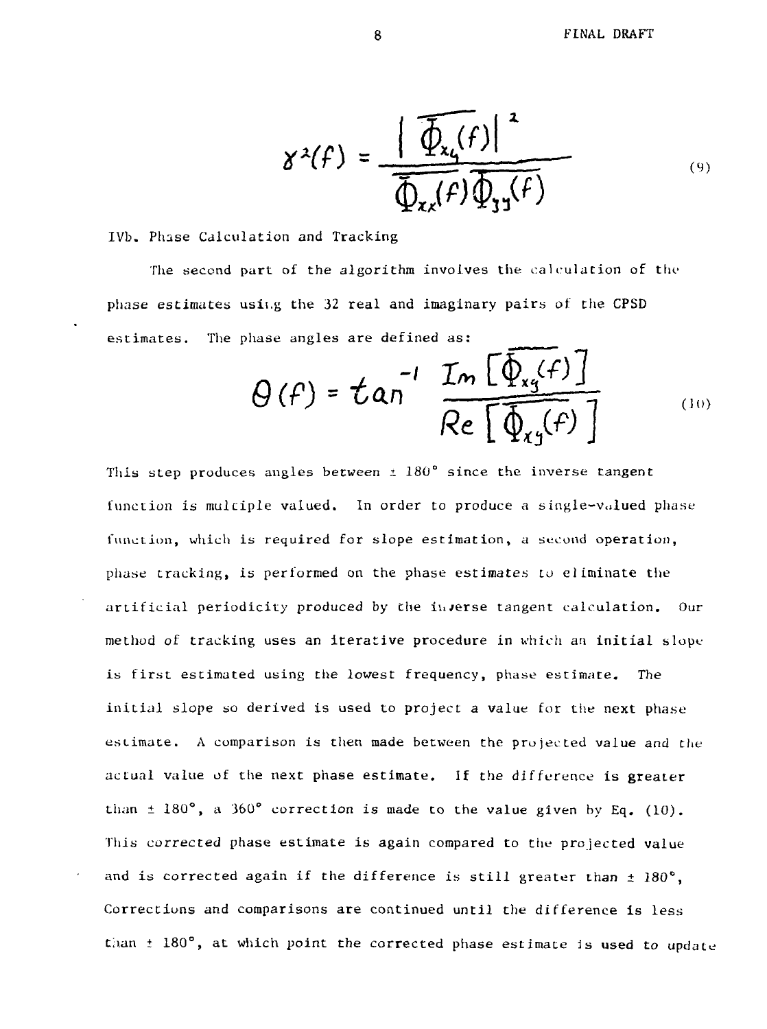$$\gamma^2(f) = \frac{|\overline{\Phi_{xy}(f)}|^2}{\overline{\Phi_{xx}(f)}\,\overline{\Phi_{yy}(f)}} \tag{9}$$

IVb. Phase Calculation and Tracking

The second part of the algorithm involves the calculation of the phase estimates using the 32 real and imaginary pairs of the CPSD estimates. The phase angles are defined as:

$$\theta(f) = \tan^{-1} \frac{Im\left[\overline{\Phi_{xy}(f)}\right]}{Re\left[\overline{\Phi_{xy}(f)}\right]} \tag{10}$$

This step produces angles between $\pm$ 180° since the inverse tangent function is multiple valued. In order to produce a single-valued phase function, which is required for slope estimation, a second operation, phase tracking, is performed on the phase estimates to eliminate the artificial periodicity produced by the inverse tangent calculation. Our method of tracking uses an iterative procedure in which an initial slope is first estimated using the lowest frequency, phase estimate. The initial slope so derived is used to project a value for the next phase estimate. A comparison is then made between the projected value and the actual value of the next phase estimate. If the difference is greater than $\pm$ 180°, a 360° correction is made to the value given by Eq. (10). This corrected phase estimate is again compared to the projected value and is corrected again if the difference is still greater than $\pm$ 180°, Corrections and comparisons are continued until the difference is less than $\pm$ 180°, at which point the corrected phase estimate is used to update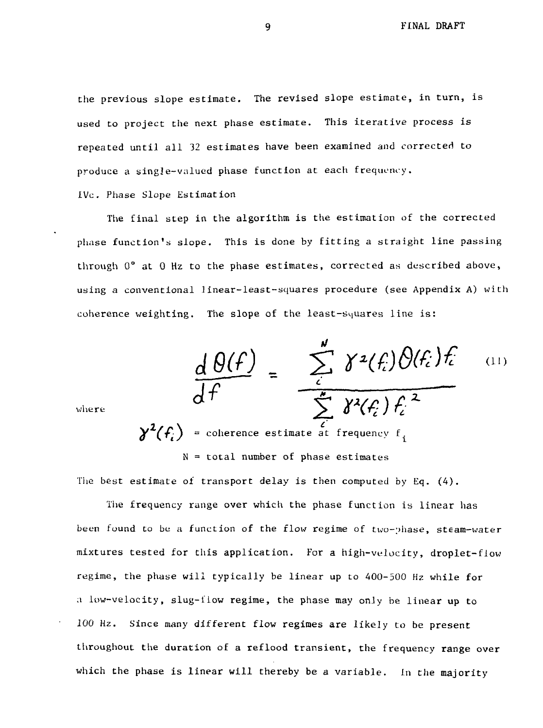the previous slope estimate. The revised slope estimate, in turn, is used to project the next phase estimate. This iterative process is repeated until all 32 estimates have been examined and corrected to produce a single-valued phase function at each frequency.

### IVc. Phase Slope Estimation

The final step in the algorithm is the estimation of the corrected phase function's slope. This is done by fitting a straight line passing through 0° at 0 Hz to the phase estimates, corrected as described above, using a conventional linear-least-squares procedure (see Appendix A) with coherence weighting. The slope of the least-squares line is:

$$\frac{d\theta(f)}{df} = \frac{\sum_{i}^{N} \gamma^2(f_i)\,\theta(f_i)\,f_i}{\sum_{i}^{N} \gamma^2(f_i)\,f_i^{\,2}} \tag{11}$$

where

$\gamma^2(f_i)$ = coherence estimate at frequency $f_i$

N = total number of phase estimates

The best estimate of transport delay is then computed by Eq. (4).

The frequency range over which the phase function is linear has been found to be a function of the flow regime of two-phase, steam-water mixtures tested for this application. For a high-velocity, droplet-flow regime, the phase will typically be linear up to 400-500 Hz while for a low-velocity, slug-flow regime, the phase may only be linear up to 100 Hz. Since many different flow regimes are likely to be present throughout the duration of a reflood transient, the frequency range over which the phase is linear will thereby be a variable. In the majority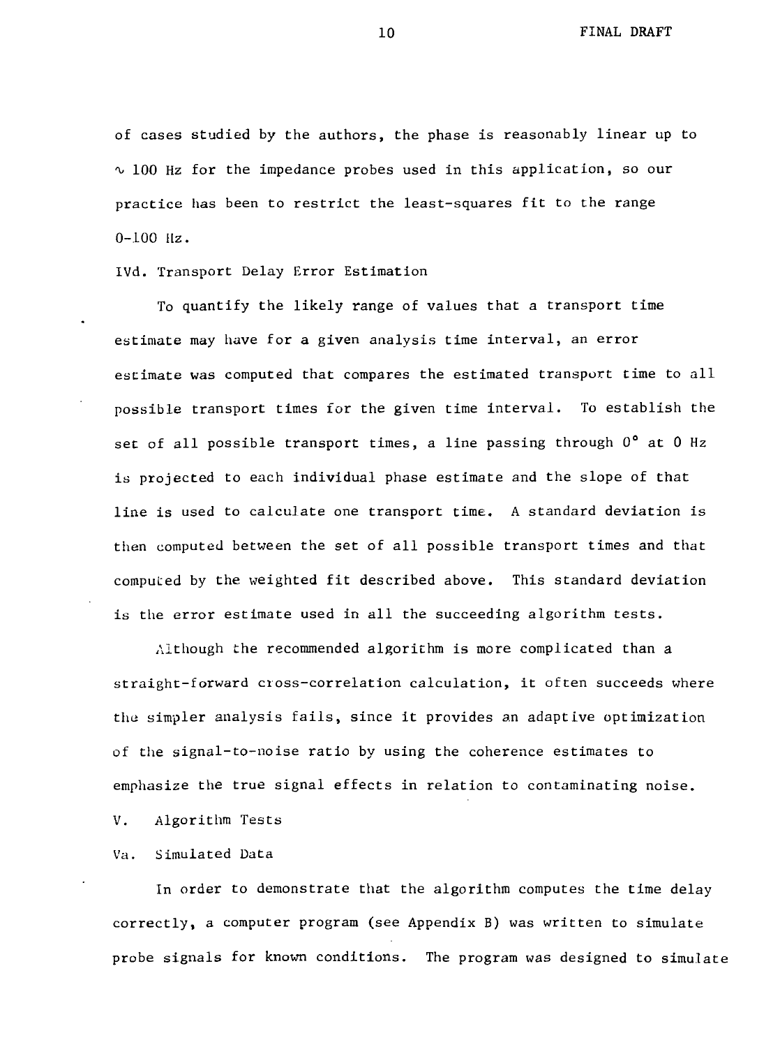of cases studied by the authors, the phase is reasonably linear up to ∿ 100 Hz for the impedance probes used in this application, so our practice has been to restrict the least-squares fit to the range 0-100 Hz.

### IVd. Transport Delay Error Estimation

To quantify the likely range of values that a transport time estimate may have for a given analysis time interval, an error estimate was computed that compares the estimated transport time to all possible transport times for the given time interval. To establish the set of all possible transport times, a line passing through 0° at 0 Hz is projected to each individual phase estimate and the slope of that line is used to calculate one transport time. A standard deviation is then computed between the set of all possible transport times and that computed by the weighted fit described above. This standard deviation is the error estimate used in all the succeeding algorithm tests.

Although the recommended algorithm is more complicated than a straight-forward cross-correlation calculation, it often succeeds where the simpler analysis fails, since it provides an adaptive optimization of the signal-to-noise ratio by using the coherence estimates to emphasize the true signal effects in relation to contaminating noise.

## V. Algorithm Tests

### Va. Simulated Data

In order to demonstrate that the algorithm computes the time delay correctly, a computer program (see Appendix B) was written to simulate probe signals for known conditions. The program was designed to simulate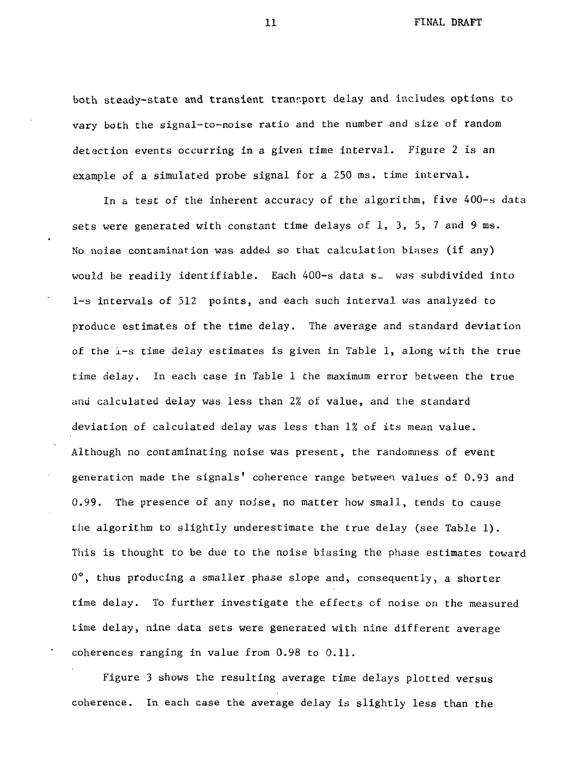both steady-state and transient transport delay and includes options to vary both the signal-to-noise ratio and the number and size of random detection events occurring in a given time interval. Figure 2 is an example of a simulated probe signal for a 250 ms. time interval.

In a test of the inherent accuracy of the algorithm, five 400-s data sets were generated with constant time delays of 1, 3, 5, 7 and 9 ms. No noise contamination was added so that calculation biases (if any) would be readily identifiable. Each 400-s data s_ was subdivided into 1-s intervals of 512 points, and each such interval was analyzed to produce estimates of the time delay. The average and standard deviation of the 1-s time delay estimates is given in Table 1, along with the true time delay. In each case in Table 1 the maximum error between the true and calculated delay was less than 2% of value, and the standard deviation of calculated delay was less than 1% of its mean value. Although no contaminating noise was present, the randomness of event generation made the signals' coherence range between values of 0.93 and 0.99. The presence of any noise, no matter how small, tends to cause the algorithm to slightly underestimate the true delay (see Table 1). This is thought to be due to the noise biasing the phase estimates toward 0°, thus producing a smaller phase slope and, consequently, a shorter time delay. To further investigate the effects of noise on the measured time delay, nine data sets were generated with nine different average coherences ranging in value from 0.98 to 0.11.

Figure 3 shows the resulting average time delays plotted versus coherence. In each case the average delay is slightly less than the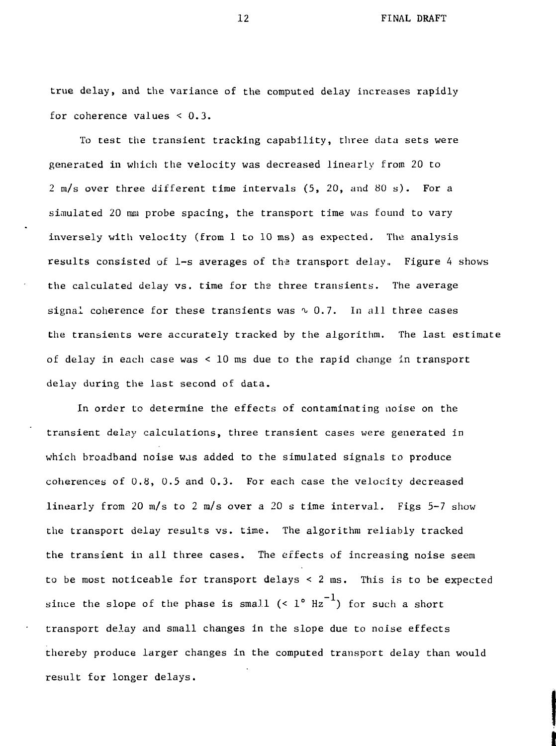true delay, and the variance of the computed delay increases rapidly for coherence values $< 0.3$.

To test the transient tracking capability, three data sets were generated in which the velocity was decreased linearly from 20 to 2 m/s over three different time intervals (5, 20, and 80 s). For a simulated 20 mm probe spacing, the transport time was found to vary inversely with velocity (from 1 to 10 ms) as expected. The analysis results consisted of 1-s averages of the transport delay. Figure 4 shows the calculated delay vs. time for the three transients. The average signal coherence for these transients was $\sim 0.7$. In all three cases the transients were accurately tracked by the algorithm. The last estimate of delay in each case was $< 10$ ms due to the rapid change in transport delay during the last second of data.

In order to determine the effects of contaminating noise on the transient delay calculations, three transient cases were generated in which broadband noise was added to the simulated signals to produce coherences of 0.8, 0.5 and 0.3. For each case the velocity decreased linearly from 20 m/s to 2 m/s over a 20 s time interval. Figs 5-7 show the transport delay results vs. time. The algorithm reliably tracked the transient in all three cases. The effects of increasing noise seem to be most noticeable for transport delays $< 2$ ms. This is to be expected since the slope of the phase is small ($< 1° \text{ Hz}^{-1}$) for such a short transport delay and small changes in the slope due to noise effects thereby produce larger changes in the computed transport delay than would result for longer delays.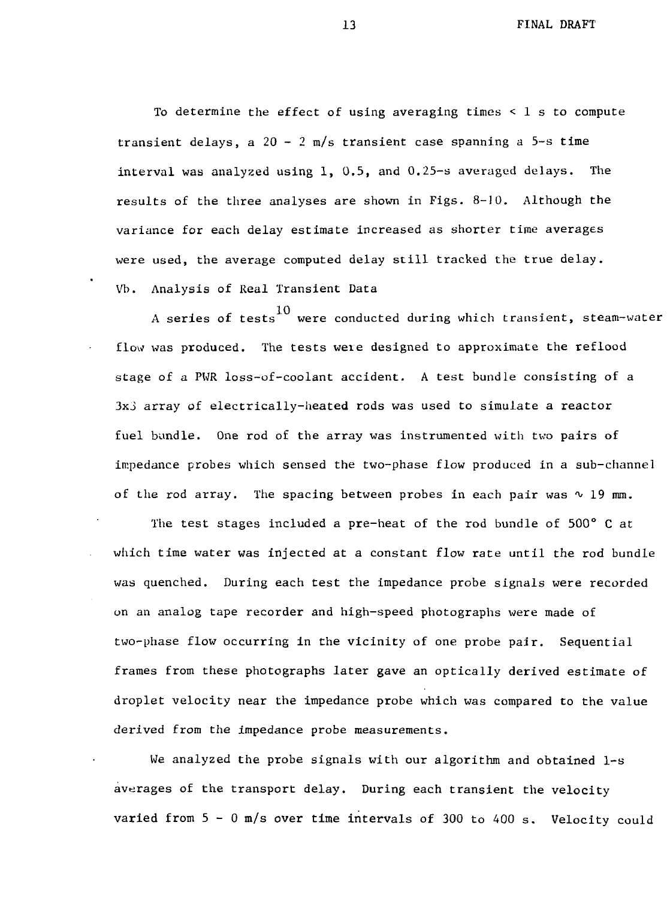To determine the effect of using averaging times < 1 s to compute transient delays, a 20 - 2 m/s transient case spanning a 5-s time interval was analyzed using 1, 0.5, and 0.25-s averaged delays. The results of the three analyses are shown in Figs. 8-10. Although the variance for each delay estimate increased as shorter time averages were used, the average computed delay still tracked the true delay.

## Vb. Analysis of Real Transient Data

A series of tests[10] were conducted during which transient, steam-water flow was produced. The tests were designed to approximate the reflood stage of a PWR loss-of-coolant accident. A test bundle consisting of a 3x3 array of electrically-heated rods was used to simulate a reactor fuel bundle. One rod of the array was instrumented with two pairs of impedance probes which sensed the two-phase flow produced in a sub-channel of the rod array. The spacing between probes in each pair was $\sim$ 19 mm.

The test stages included a pre-heat of the rod bundle of 500° C at which time water was injected at a constant flow rate until the rod bundle was quenched. During each test the impedance probe signals were recorded on an analog tape recorder and high-speed photographs were made of two-phase flow occurring in the vicinity of one probe pair. Sequential frames from these photographs later gave an optically derived estimate of droplet velocity near the impedance probe which was compared to the value derived from the impedance probe measurements.

We analyzed the probe signals with our algorithm and obtained 1-s averages of the transport delay. During each transient the velocity varied from 5 - 0 m/s over time intervals of 300 to 400 s. Velocity could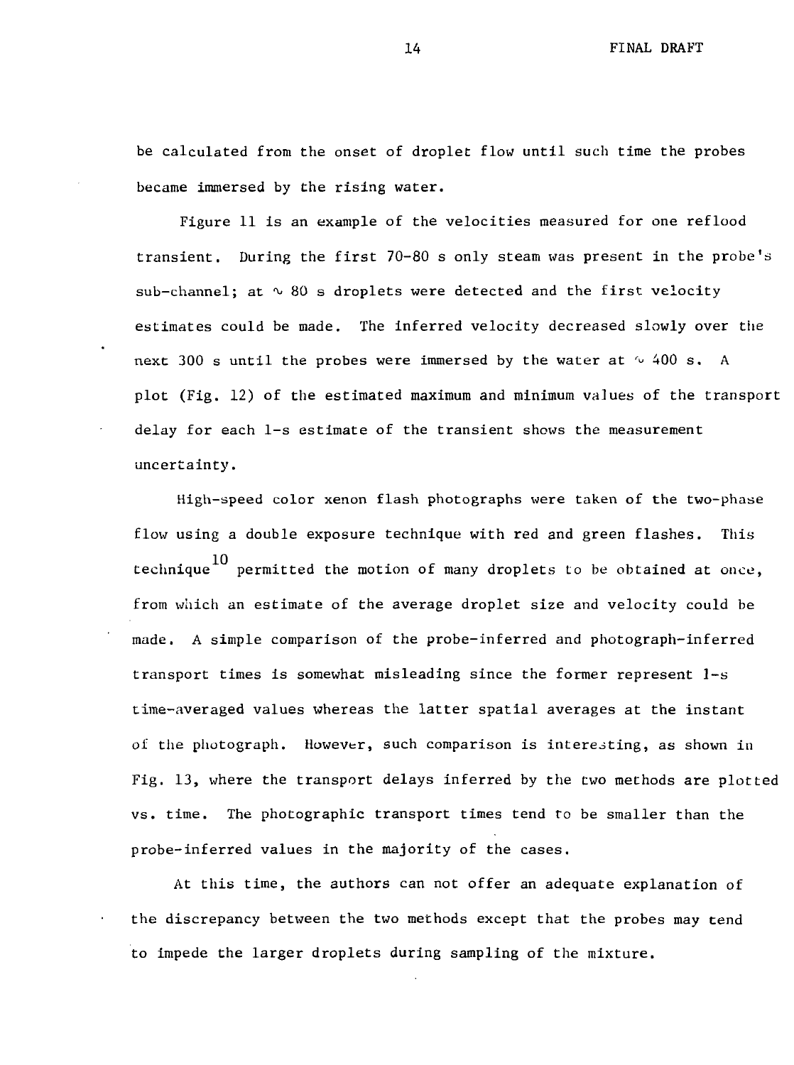be calculated from the onset of droplet flow until such time the probes became immersed by the rising water.

Figure 11 is an example of the velocities measured for one reflood transient. During the first 70-80 s only steam was present in the probe's sub-channel; at ∿ 80 s droplets were detected and the first velocity estimates could be made. The inferred velocity decreased slowly over the next 300 s until the probes were immersed by the water at ∿ 400 s. A plot (Fig. 12) of the estimated maximum and minimum values of the transport delay for each 1-s estimate of the transient shows the measurement uncertainty.

High-speed color xenon flash photographs were taken of the two-phase flow using a double exposure technique with red and green flashes. This technique[10] permitted the motion of many droplets to be obtained at once, from which an estimate of the average droplet size and velocity could be made. A simple comparison of the probe-inferred and photograph-inferred transport times is somewhat misleading since the former represent 1-s time-averaged values whereas the latter spatial averages at the instant of the photograph. However, such comparison is interesting, as shown in Fig. 13, where the transport delays inferred by the two methods are plotted vs. time. The photographic transport times tend to be smaller than the probe-inferred values in the majority of the cases.

At this time, the authors can not offer an adequate explanation of the discrepancy between the two methods except that the probes may tend to impede the larger droplets during sampling of the mixture.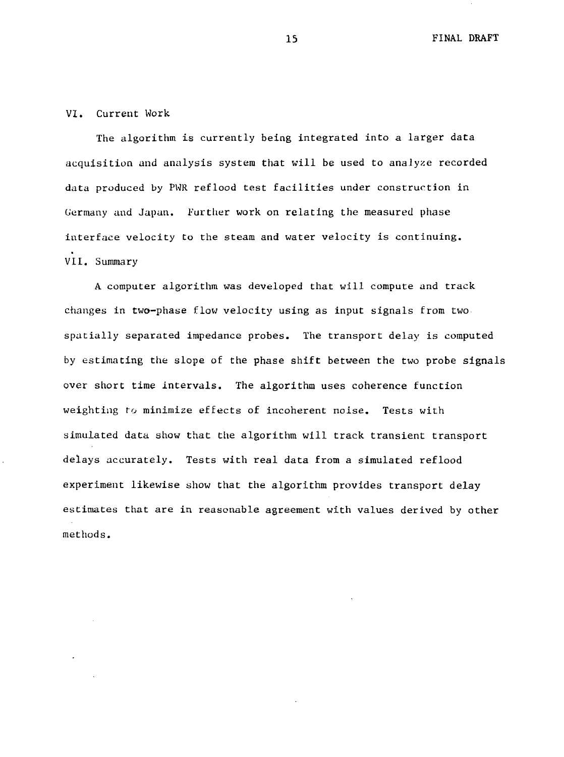## VI. Current Work

The algorithm is currently being integrated into a larger data acquisition and analysis system that will be used to analyze recorded data produced by PWR reflood test facilities under construction in Germany and Japan. Further work on relating the measured phase interface velocity to the steam and water velocity is continuing.

## VII. Summary

A computer algorithm was developed that will compute and track changes in two-phase flow velocity using as input signals from two spatially separated impedance probes. The transport delay is computed by estimating the slope of the phase shift between the two probe signals over short time intervals. The algorithm uses coherence function weighting to minimize effects of incoherent noise. Tests with simulated data show that the algorithm will track transient transport delays accurately. Tests with real data from a simulated reflood experiment likewise show that the algorithm provides transport delay estimates that are in reasonable agreement with values derived by other methods.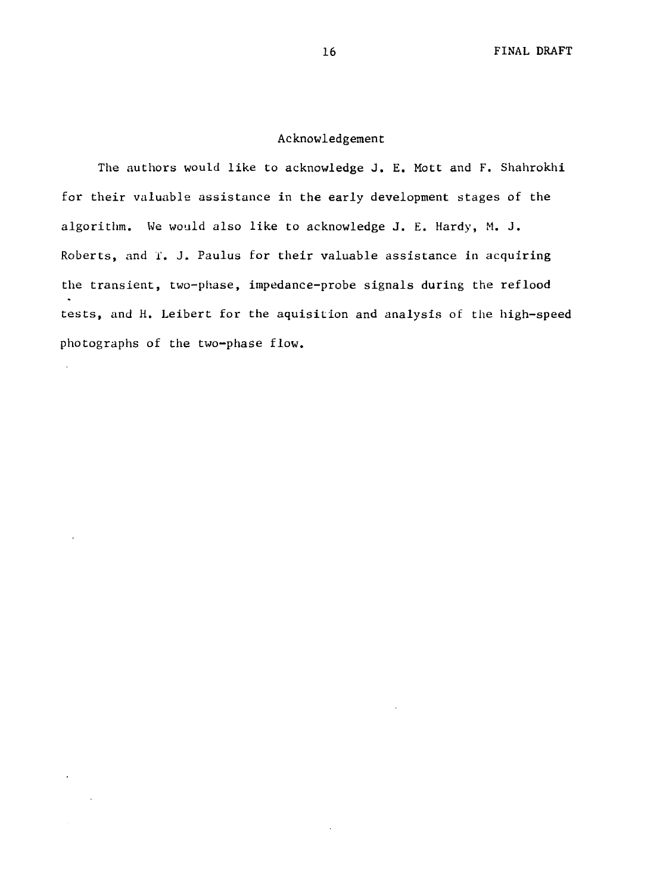## Acknowledgement

The authors would like to acknowledge J. E. Mott and F. Shahrokhi for their valuable assistance in the early development stages of the algorithm. We would also like to acknowledge J. E. Hardy, M. J. Roberts, and T. J. Paulus for their valuable assistance in acquiring the transient, two-phase, impedance-probe signals during the reflood tests, and H. Leibert for the aquisition and analysis of the high-speed photographs of the two-phase flow.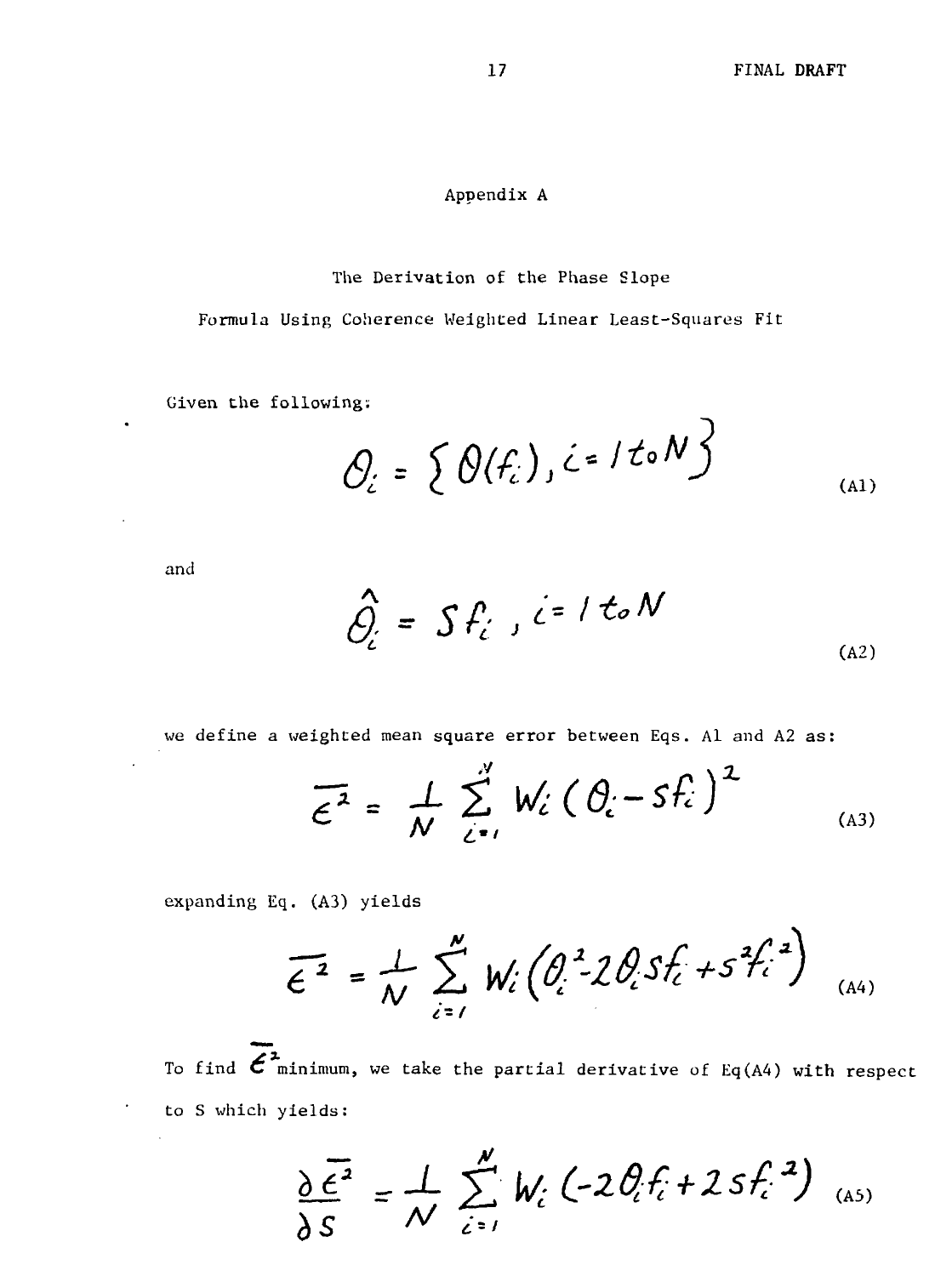# Appendix A

## The Derivation of the Phase Slope Formula Using Coherence Weighted Linear Least-Squares Fit

Given the following:

$$\theta_i = \{\theta(f_i), i = 1 \text{ to } N\} \tag{A1}$$

and

$$\hat{\theta}_i = S f_i \;, i = 1 \text{ to } N \tag{A2}$$

we define a weighted mean square error between Eqs. A1 and A2 as:

$$\overline{\epsilon^2} = \frac{1}{N} \sum_{i=1}^{N} W_i (\theta_i - s f_i)^2 \tag{A3}$$

expanding Eq. (A3) yields

$$\overline{\epsilon^2} = \frac{1}{N} \sum_{i=1}^{N} W_i (\theta_i^2 - 2\theta_i s f_i + s^2 f_i^2) \tag{A4}$$

To find $\overline{\epsilon^2}$ minimum, we take the partial derivative of Eq(A4) with respect to S which yields:

$$\frac{\partial \overline{\epsilon^2}}{\partial S} = \frac{1}{N} \sum_{i=1}^{N} W_i (-2\theta_i f_i + 2 s f_i^2) \tag{A5}$$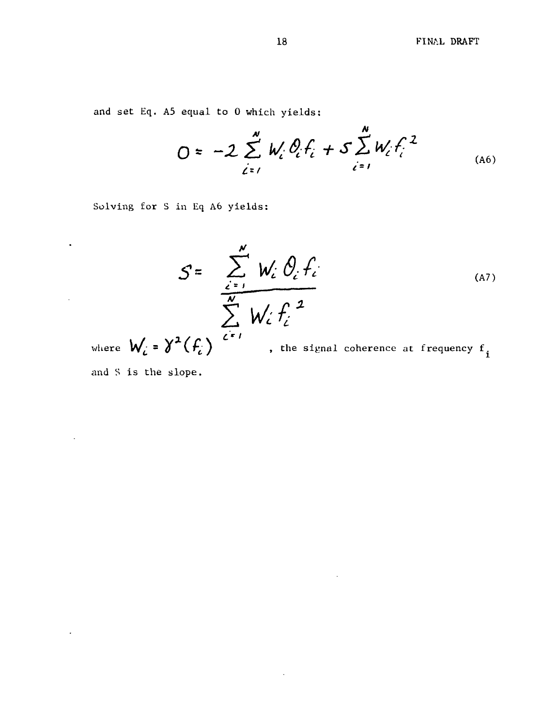and set Eq. A5 equal to 0 which yields:

$$0 = -2\sum_{i=1}^{N} W_i \theta_i f_i + S\sum_{i=1}^{N} W_i f_i^2 \tag{A6}$$

Solving for S in Eq A6 yields:

$$S = \frac{\sum_{i=1}^{N} W_i \theta_i f_i}{\sum_{i=1}^{N} W_i f_i^2} \tag{A7}$$

where $W_i = \gamma^2(f_i)$, the signal coherence at frequency $f_i$ and S is the slope.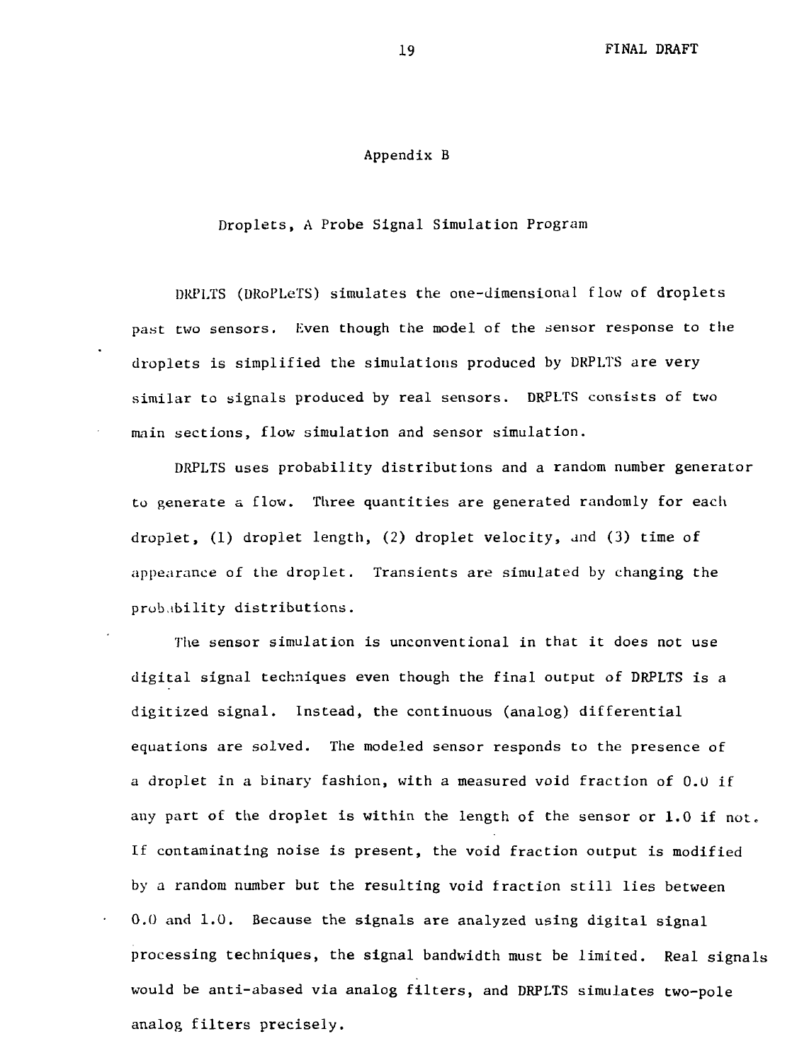# Appendix B

## Droplets, A Probe Signal Simulation Program

DRPLTS (DRoPLeTS) simulates the one-dimensional flow of droplets past two sensors. Even though the model of the sensor response to the droplets is simplified the simulations produced by DRPLTS are very similar to signals produced by real sensors. DRPLTS consists of two main sections, flow simulation and sensor simulation.

DRPLTS uses probability distributions and a random number generator to generate a flow. Three quantities are generated randomly for each droplet, (1) droplet length, (2) droplet velocity, and (3) time of appearance of the droplet. Transients are simulated by changing the probability distributions.

The sensor simulation is unconventional in that it does not use digital signal techniques even though the final output of DRPLTS is a digitized signal. Instead, the continuous (analog) differential equations are solved. The modeled sensor responds to the presence of a droplet in a binary fashion, with a measured void fraction of 0.0 if any part of the droplet is within the length of the sensor or 1.0 if not. If contaminating noise is present, the void fraction output is modified by a random number but the resulting void fraction still lies between 0.0 and 1.0. Because the signals are analyzed using digital signal processing techniques, the signal bandwidth must be limited. Real signals would be anti-abased via analog filters, and DRPLTS simulates two-pole analog filters precisely.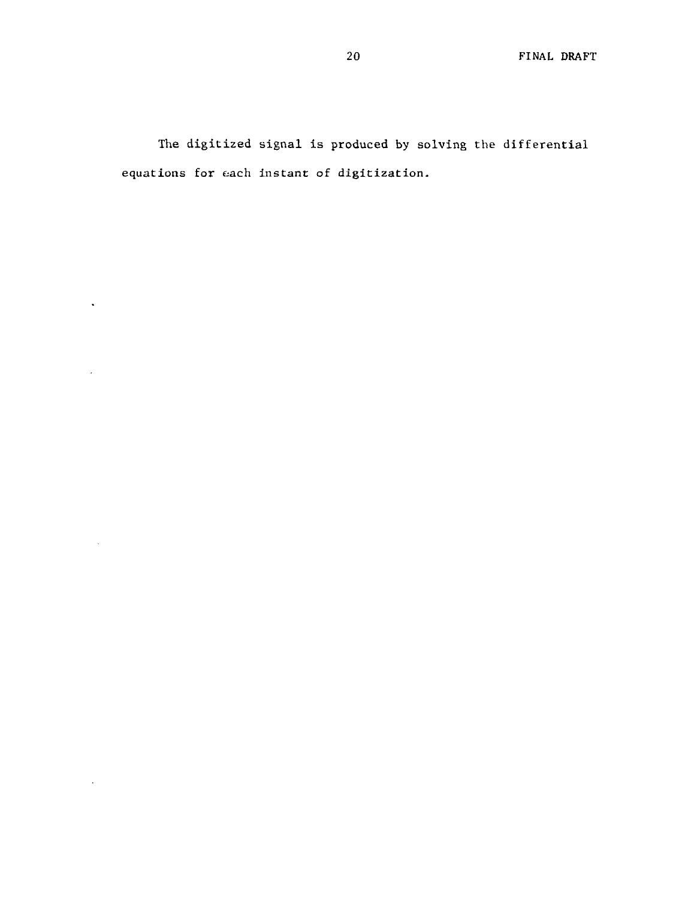The digitized signal is produced by solving the differential equations for each instant of digitization.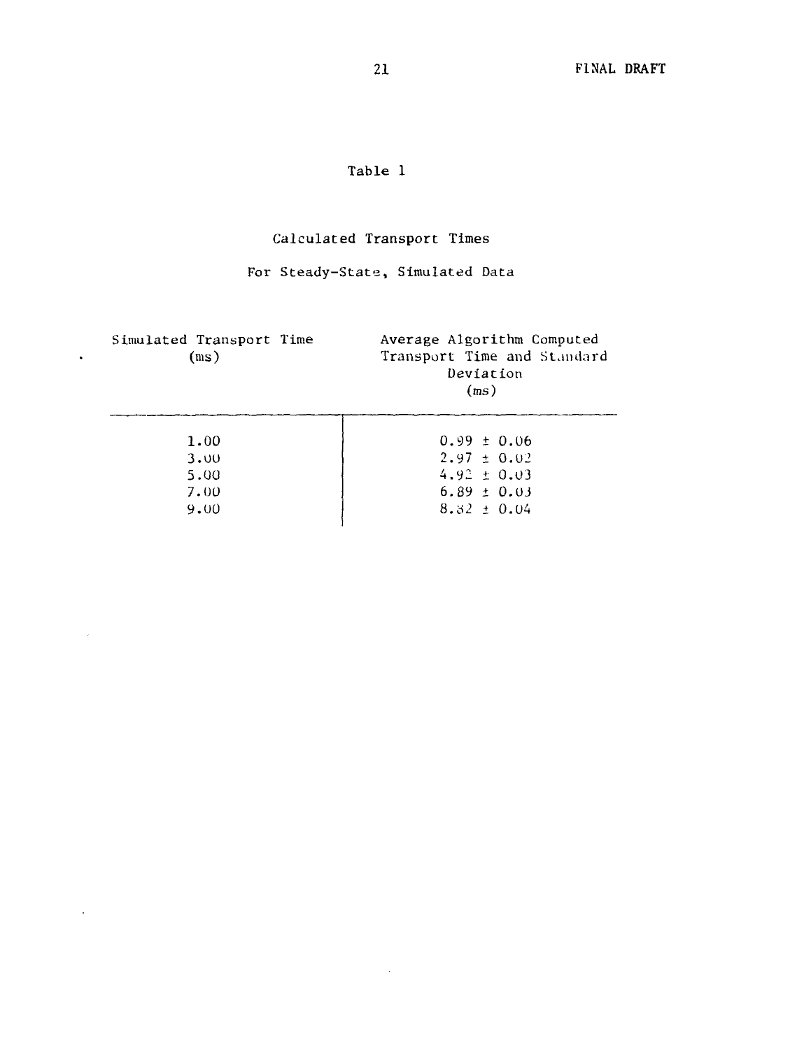Table 1

Calculated Transport Times

For Steady-State, Simulated Data

| Simulated Transport Time (ms) | Average Algorithm Computed Transport Time and Standard Deviation (ms) |
|---|---|
| 1.00 | 0.99 ± 0.06 |
| 3.00 | 2.97 ± 0.02 |
| 5.00 | 4.92 ± 0.03 |
| 7.00 | 6.89 ± 0.03 |
| 9.00 | 8.82 ± 0.04 |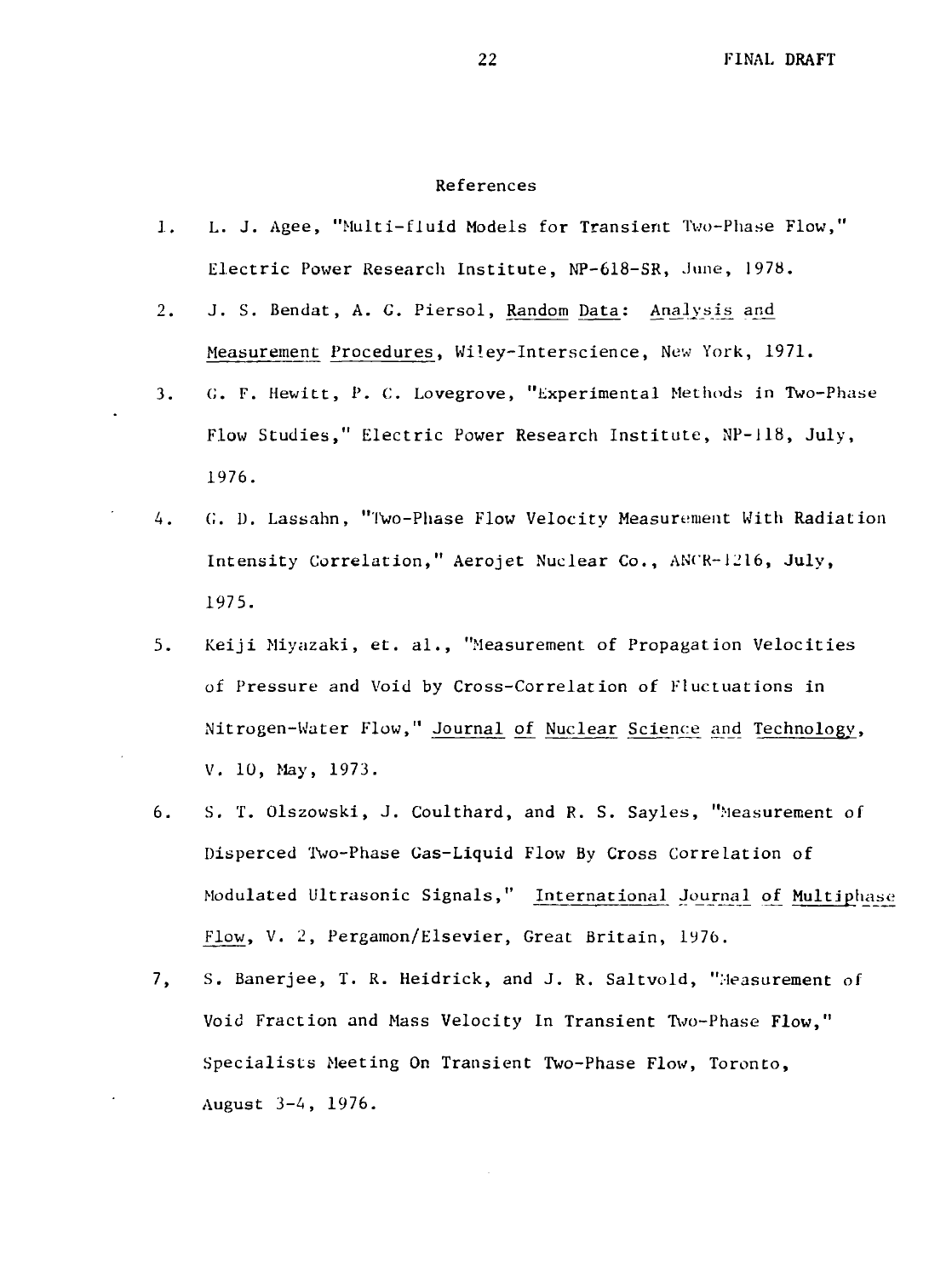## References

1. L. J. Agee, "Multi-fluid Models for Transient Two-Phase Flow," Electric Power Research Institute, NP-618-SR, June, 1978.

2. J. S. Bendat, A. G. Piersol, Random Data: Analysis and Measurement Procedures, Wiley-Interscience, New York, 1971.

3. G. F. Hewitt, P. C. Lovegrove, "Experimental Methods in Two-Phase Flow Studies," Electric Power Research Institute, NP-118, July, 1976.

4. G. D. Lassahn, "Two-Phase Flow Velocity Measurement With Radiation Intensity Correlation," Aerojet Nuclear Co., ANCR-1216, July, 1975.

5. Keiji Miyazaki, et. al., "Measurement of Propagation Velocities of Pressure and Void by Cross-Correlation of Fluctuations in Nitrogen-Water Flow," Journal of Nuclear Science and Technology, V. 10, May, 1973.

6. S. T. Olszowski, J. Coulthard, and R. S. Sayles, "Measurement of Disperced Two-Phase Gas-Liquid Flow By Cross Correlation of Modulated Ultrasonic Signals," International Journal of Multiphase Flow, V. 2, Pergamon/Elsevier, Great Britain, 1976.

7, S. Banerjee, T. R. Heidrick, and J. R. Saltvold, "Measurement of Void Fraction and Mass Velocity In Transient Two-Phase Flow," Specialists Meeting On Transient Two-Phase Flow, Toronto, August 3-4, 1976.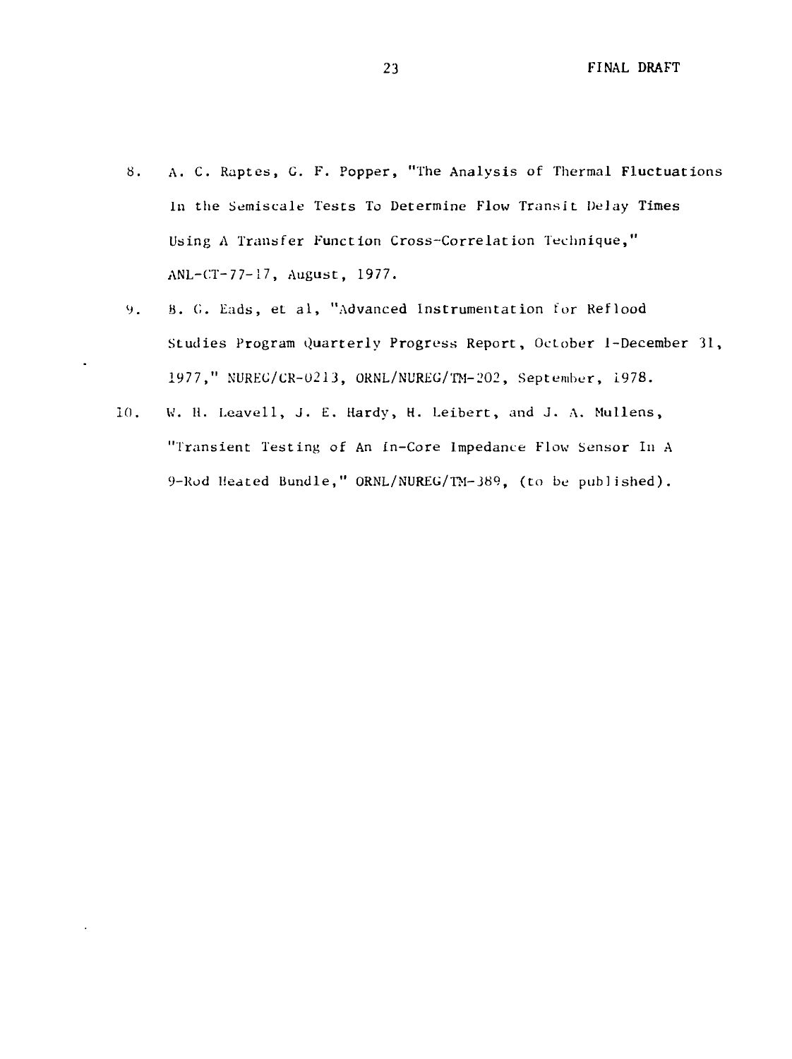8. A. C. Raptes, G. F. Popper, "The Analysis of Thermal Fluctuations In the Semiscale Tests To Determine Flow Transit Delay Times Using A Transfer Function Cross-Correlation Technique," ANL-CT-77-17, August, 1977.

9. B. G. Eads, et al, "Advanced Instrumentation for Reflood Studies Program Quarterly Progress Report, October 1-December 31, 1977," NUREG/CR-0213, ORNL/NUREG/TM-202, September, 1978.

10. W. H. Leavell, J. E. Hardy, H. Leibert, and J. A. Mullens, "Transient Testing of An In-Core Impedance Flow Sensor In A 9-Rod Heated Bundle," ORNL/NUREG/TM-389, (to be published).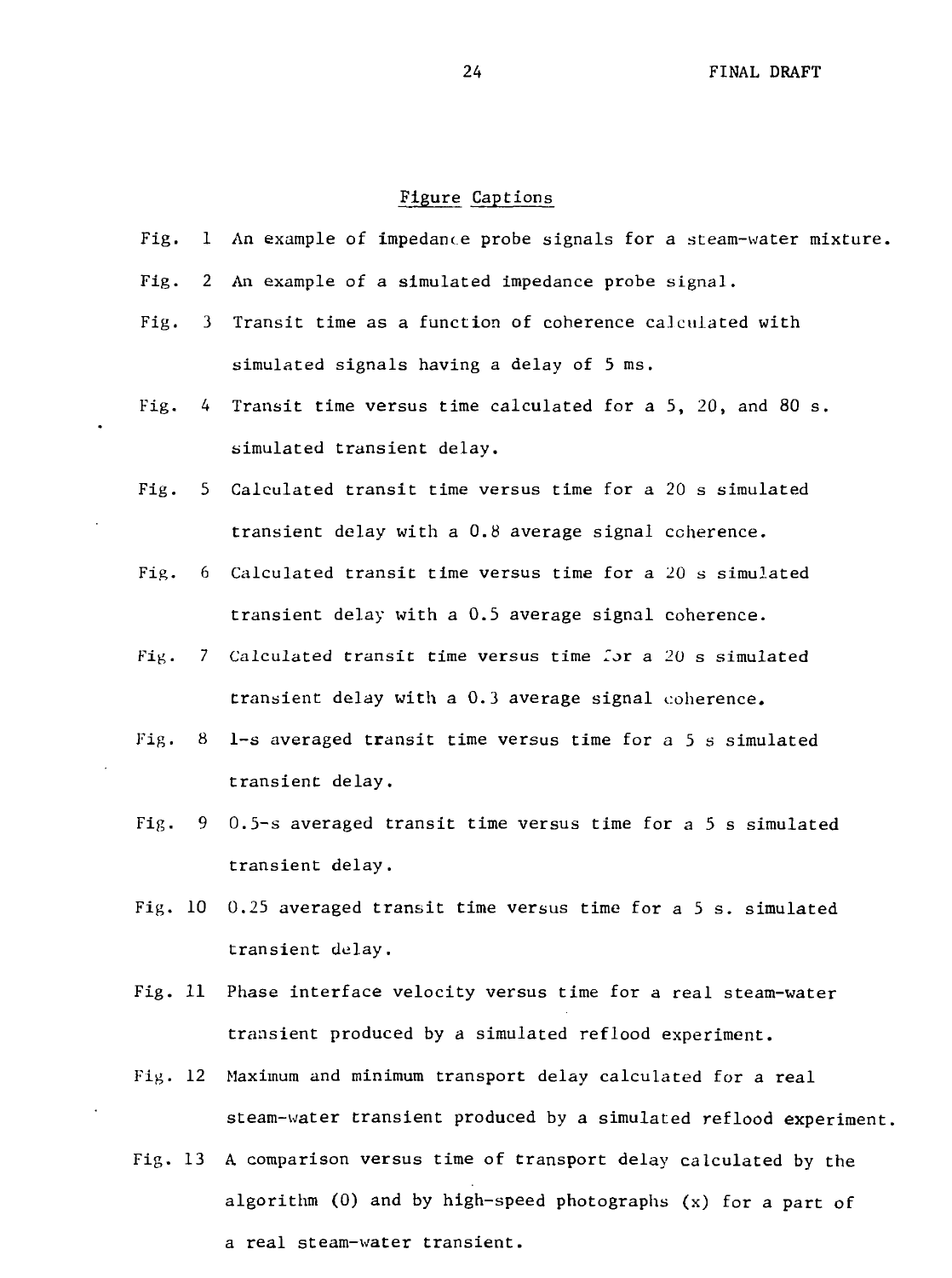## Figure Captions

Fig. 1 An example of impedance probe signals for a steam-water mixture.

Fig. 2 An example of a simulated impedance probe signal.

Fig. 3 Transit time as a function of coherence calculated with simulated signals having a delay of 5 ms.

Fig. 4 Transit time versus time calculated for a 5, 20, and 80 s. simulated transient delay.

Fig. 5 Calculated transit time versus time for a 20 s simulated transient delay with a 0.8 average signal coherence.

Fig. 6 Calculated transit time versus time for a 20 s simulated transient delay with a 0.5 average signal coherence.

Fig. 7 Calculated transit time versus time for a 20 s simulated transient delay with a 0.3 average signal coherence.

Fig. 8 1-s averaged transit time versus time for a 5 s simulated transient delay.

Fig. 9 0.5-s averaged transit time versus time for a 5 s simulated transient delay.

Fig. 10 0.25 averaged transit time versus time for a 5 s. simulated transient delay.

Fig. 11 Phase interface velocity versus time for a real steam-water transient produced by a simulated reflood experiment.

Fig. 12 Maximum and minimum transport delay calculated for a real steam-water transient produced by a simulated reflood experiment.

Fig. 13 A comparison versus time of transport delay calculated by the algorithm (0) and by high-speed photographs (x) for a part of a real steam-water transient.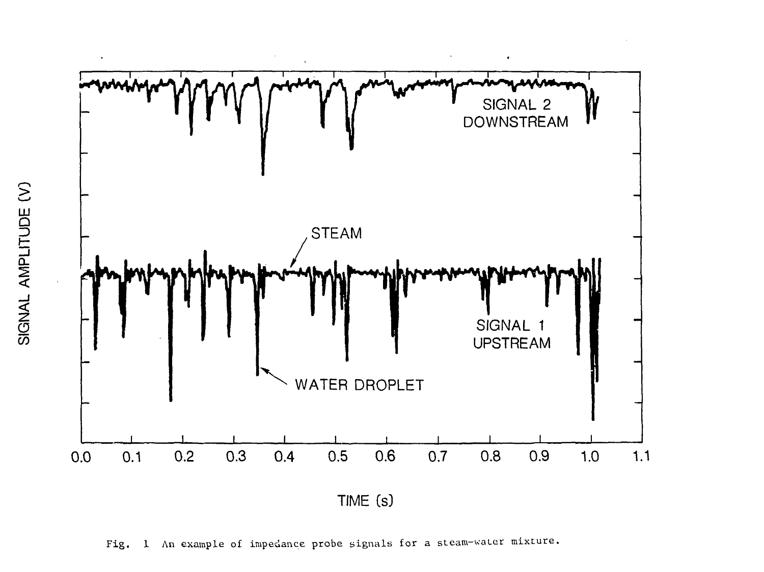Fig. 1 An example of impedance probe signals for a steam-water mixture.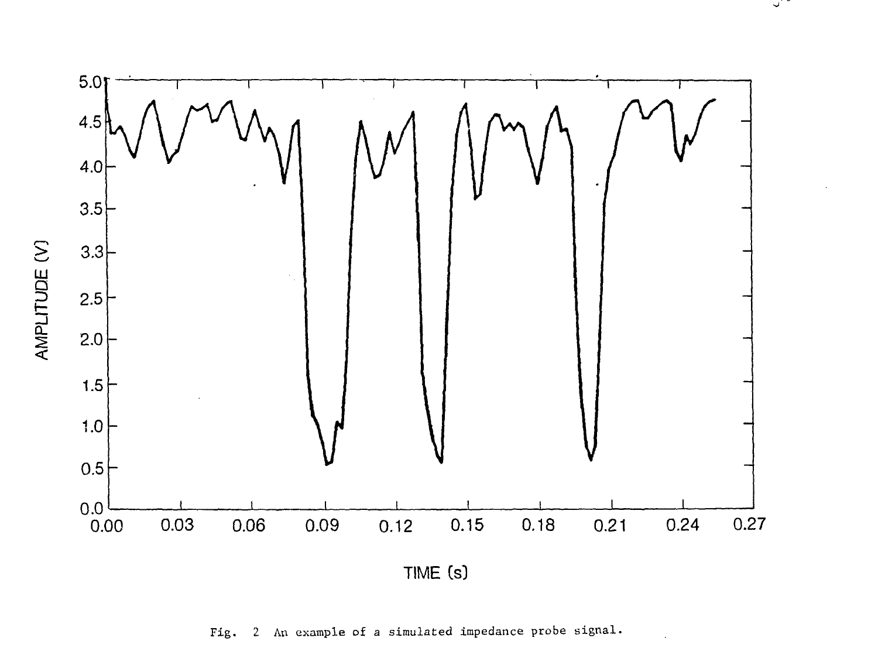Fig. 2 An example of a simulated impedance probe signal.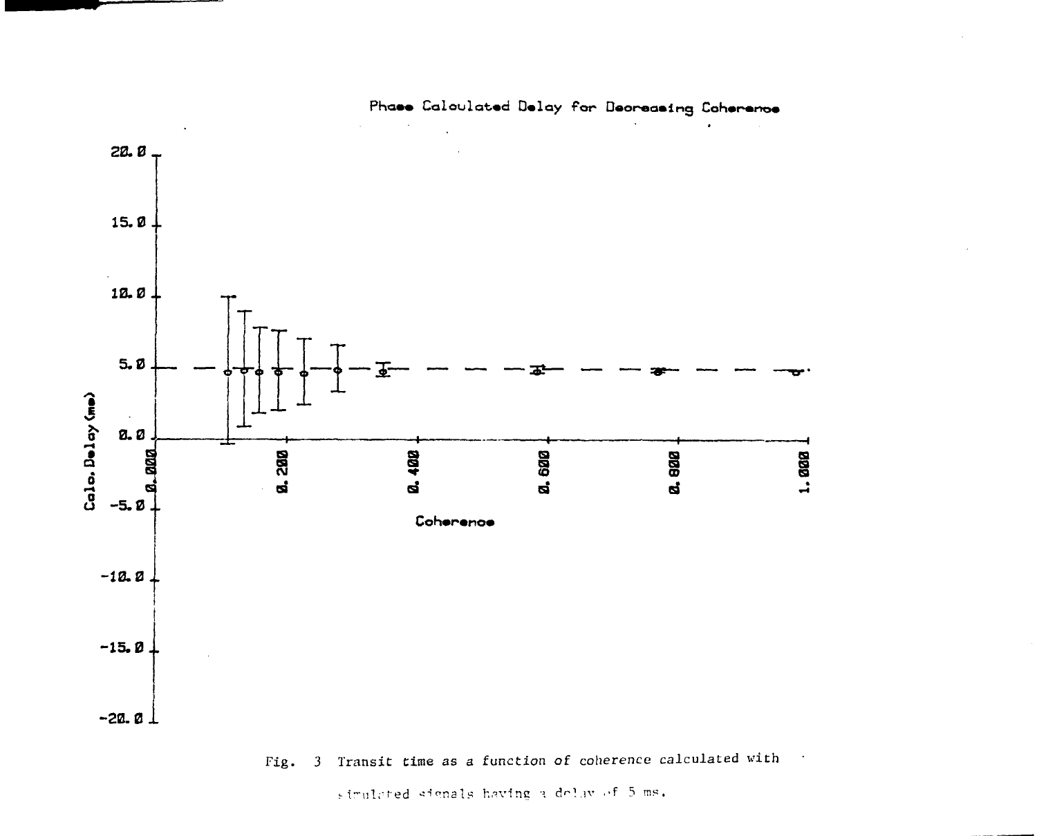Phase Calculated Delay for Decreasing Coherence

Fig. 3 Transit time as a function of coherence calculated with simulated signals having a delay of 5 ms.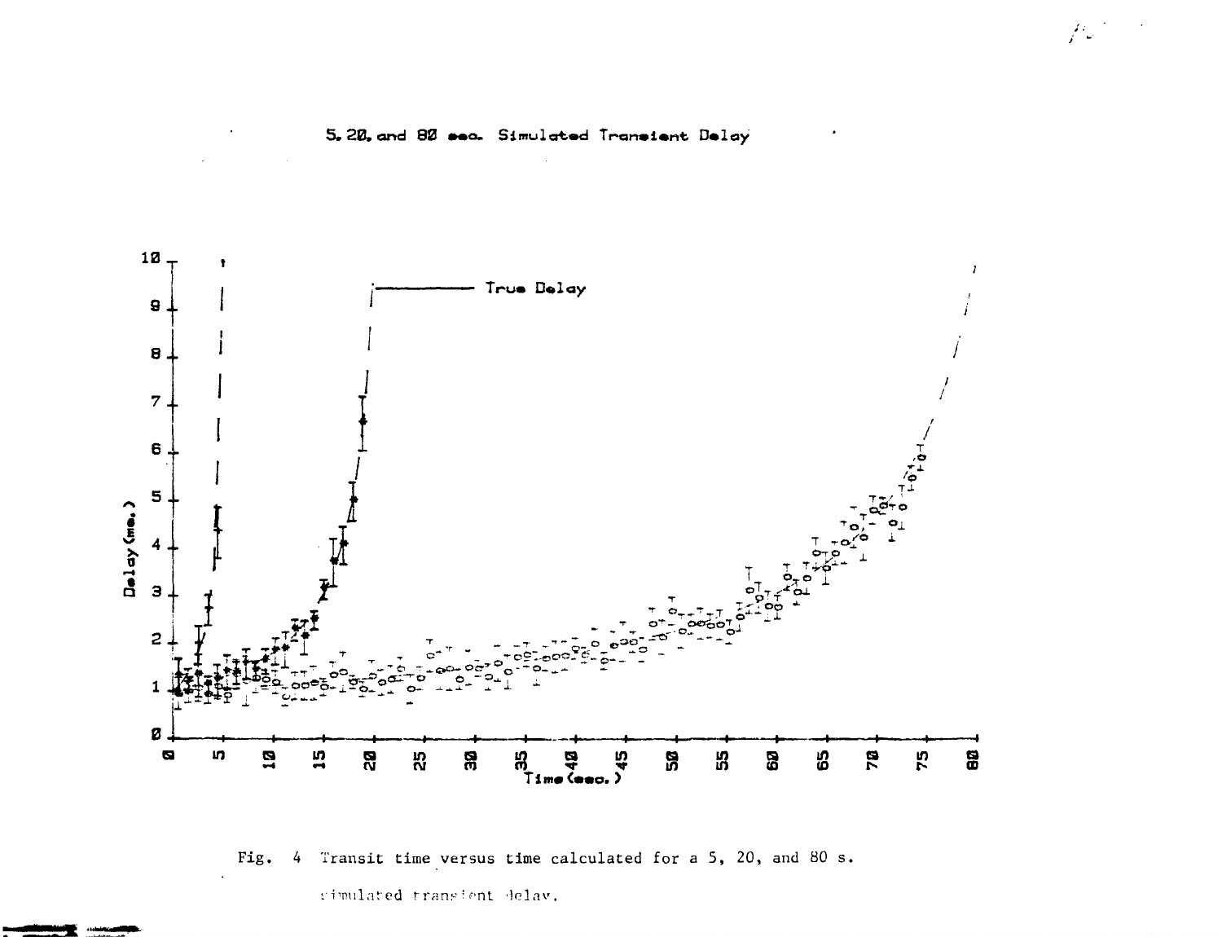Fig. 4 Transit time versus time calculated for a 5, 20, and 80 s. simulated transient delay.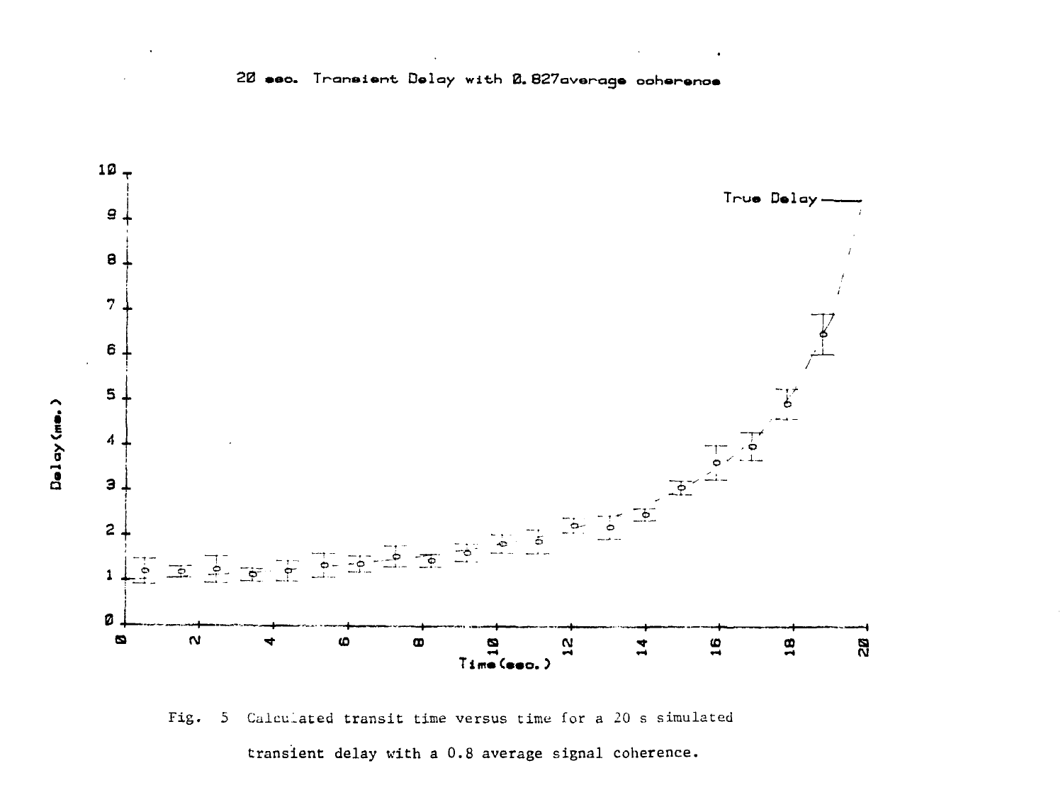Fig. 5 Calculated transit time versus time for a 20 s simulated transient delay with a 0.8 average signal coherence.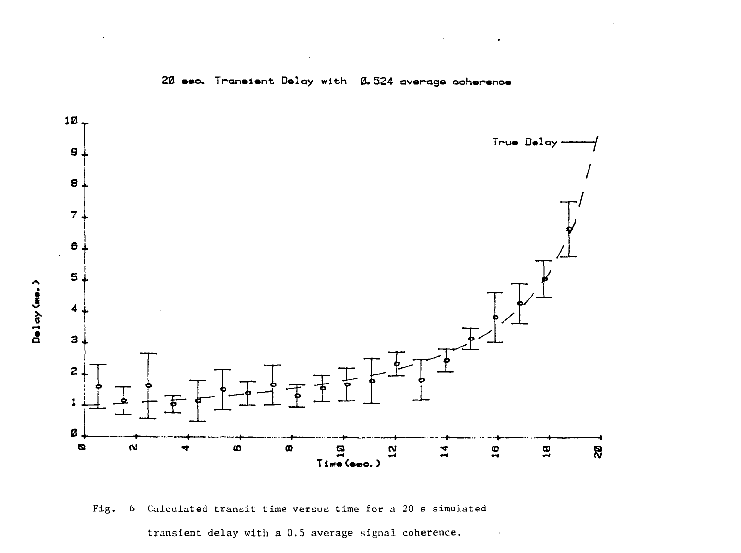20 sec. Transient Delay with 0.524 average coherence

Fig. 6 Calculated transit time versus time for a 20 s simulated transient delay with a 0.5 average signal coherence.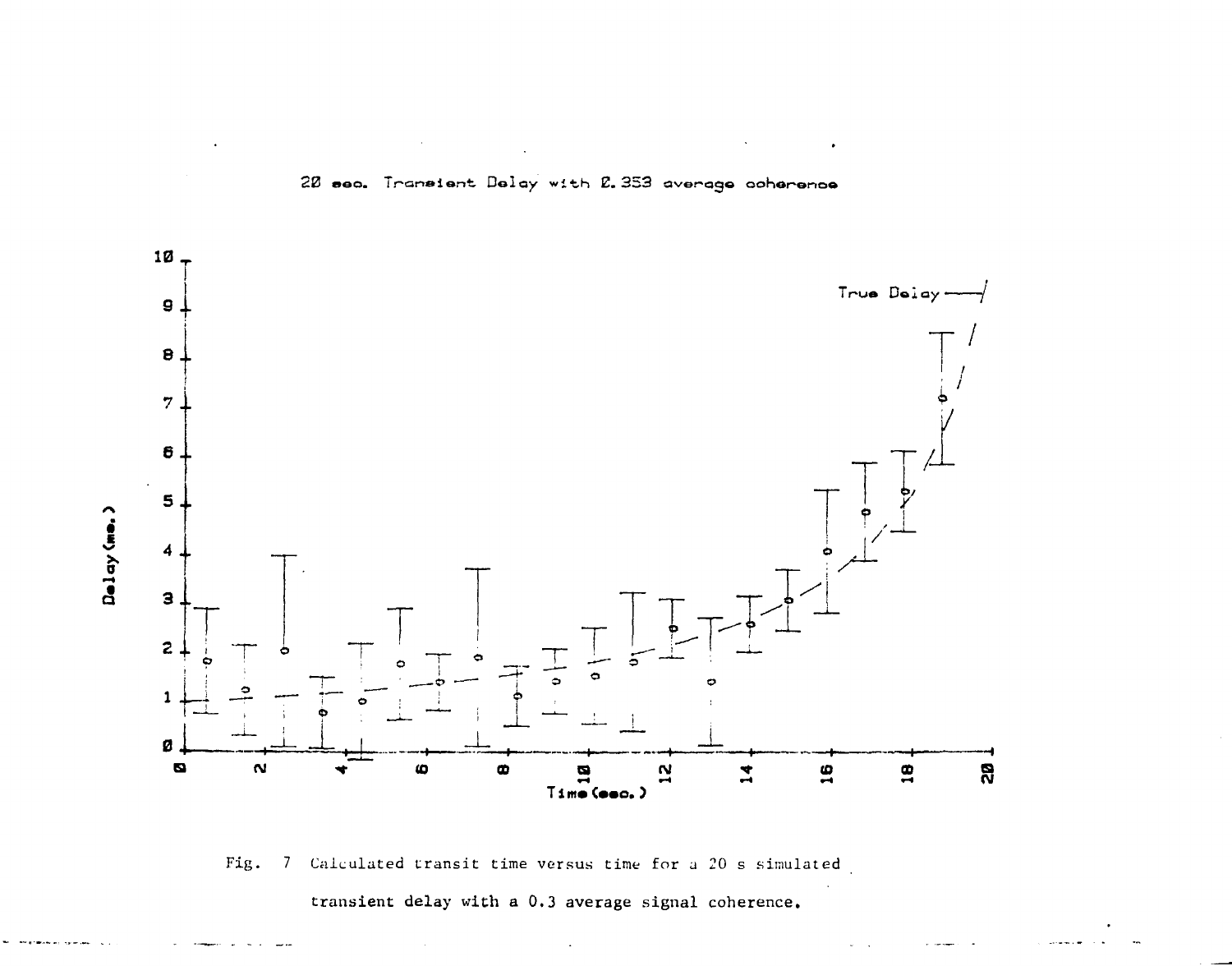20 sec. Transient Delay with 0.353 average coherence

Fig. 7 Calculated transit time versus time for a 20 s simulated transient delay with a 0.3 average signal coherence.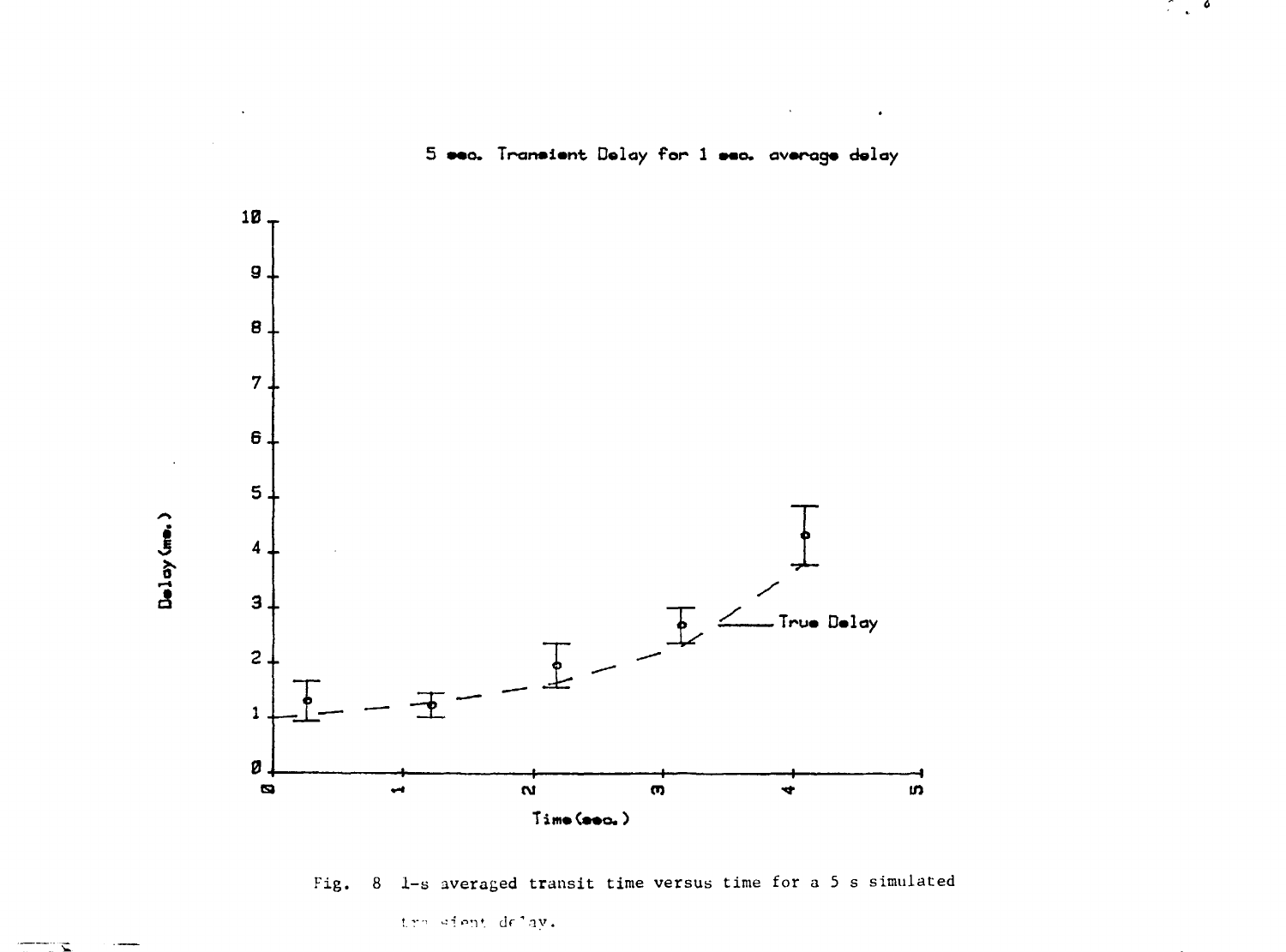5 sec. Transient Delay for 1 sec. average delay

| Time (sec.) | Delay (ms.) |
|---|---|
| 0 | 0 |
| 1 | 1 |
| 2 | 2 |
| 3 | 3 |
| 4 | 4 |
| 5 | 5 |
| | 6 |
| | 7 |
| | 8 |
| | 9 |
| | 10 |

True Delay

Fig. 8 1-s averaged transit time versus time for a 5 s simulated transient delay.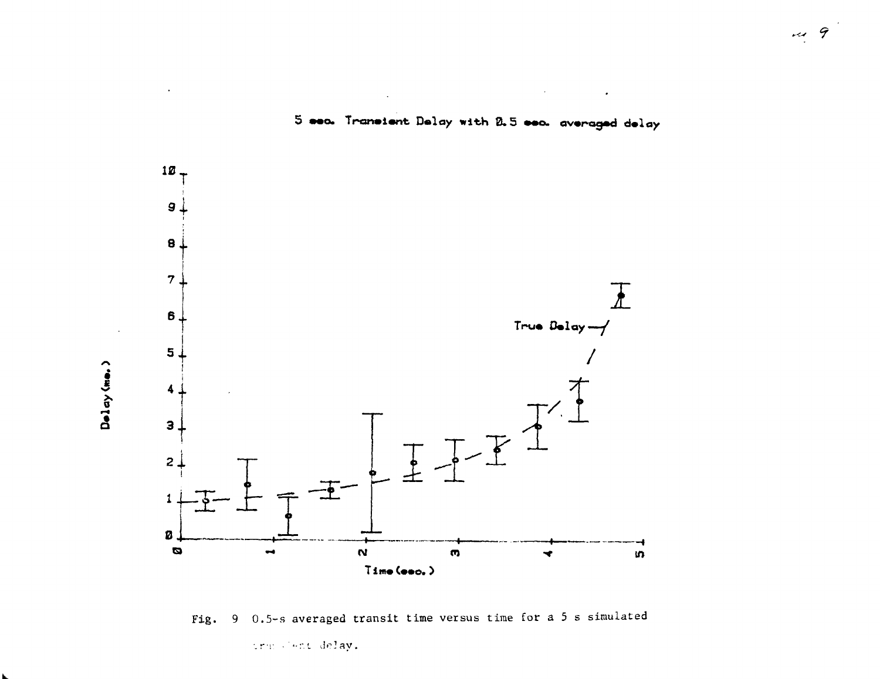5 sec. Transient Delay with 0.5 sec. averaged delay

Fig. 9 0.5-s averaged transit time versus time for a 5 s simulated transient delay.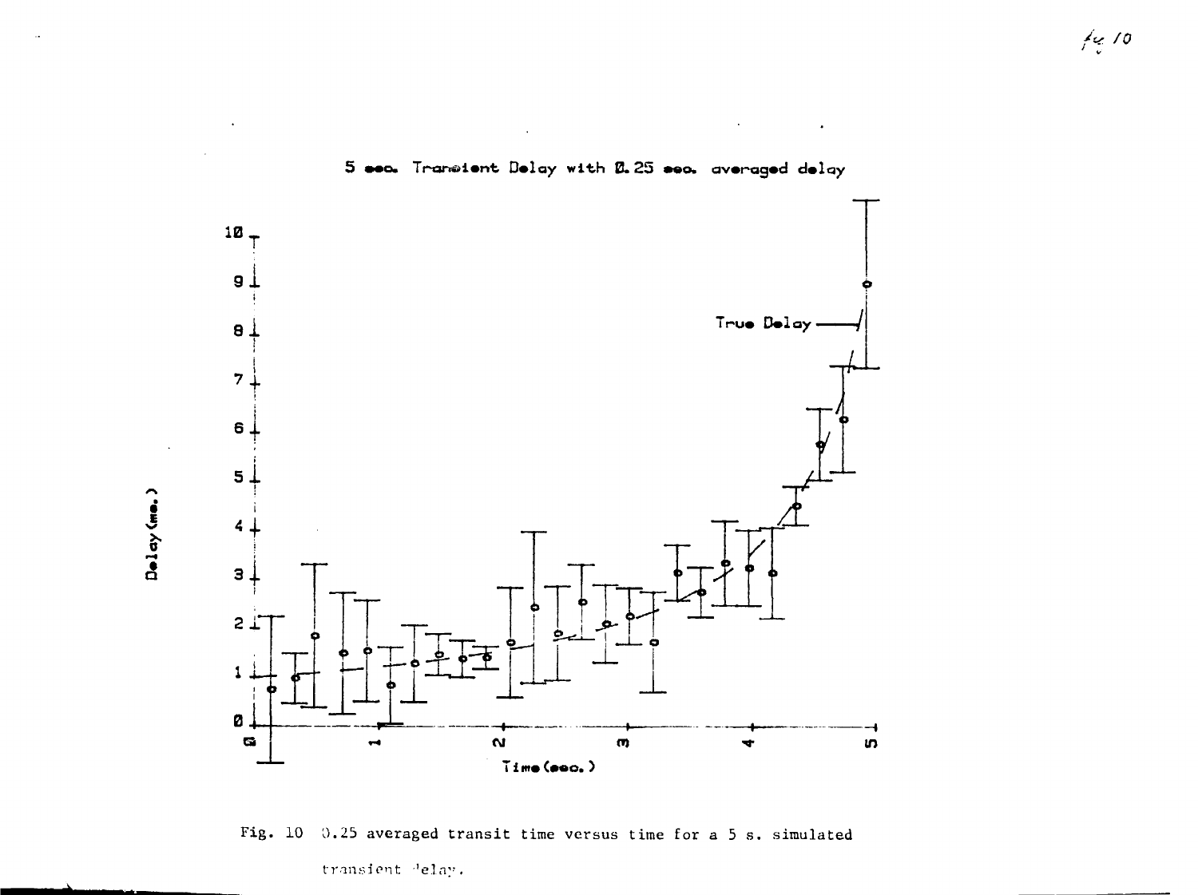Fig. 10 0.25 averaged transit time versus time for a 5 s. simulated transient delay.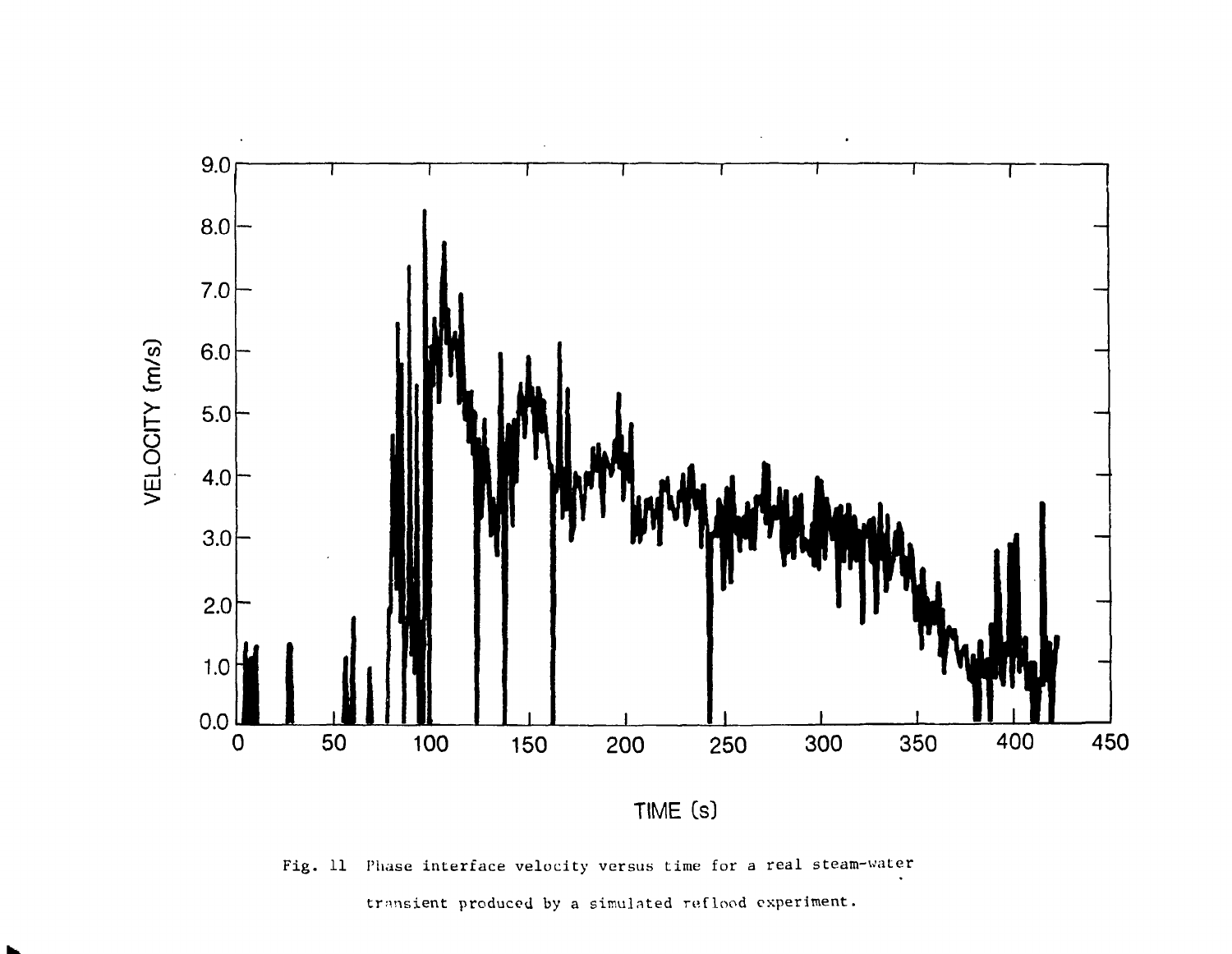Fig. 11 Phase interface velocity versus time for a real steam-water transient produced by a simulated reflood experiment.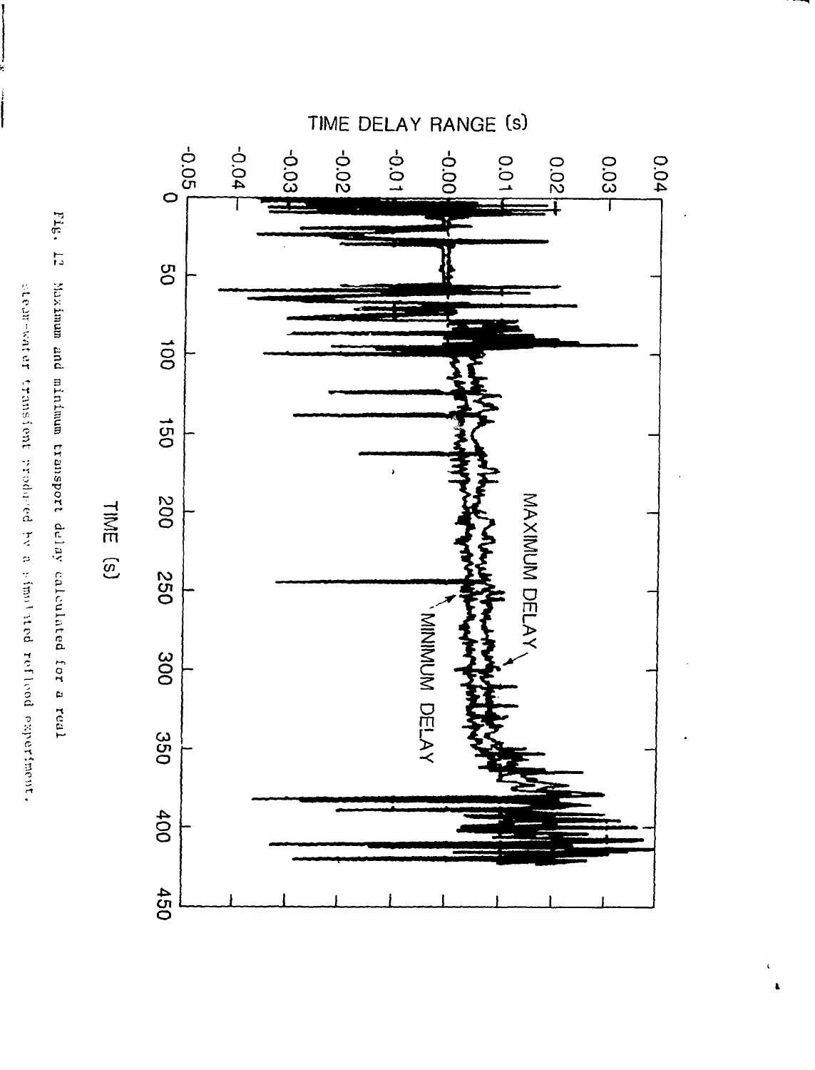Fig. 12 Maximum and minimum transport delay calculated for a real steam-water transient produced by a simulated reflood experiment.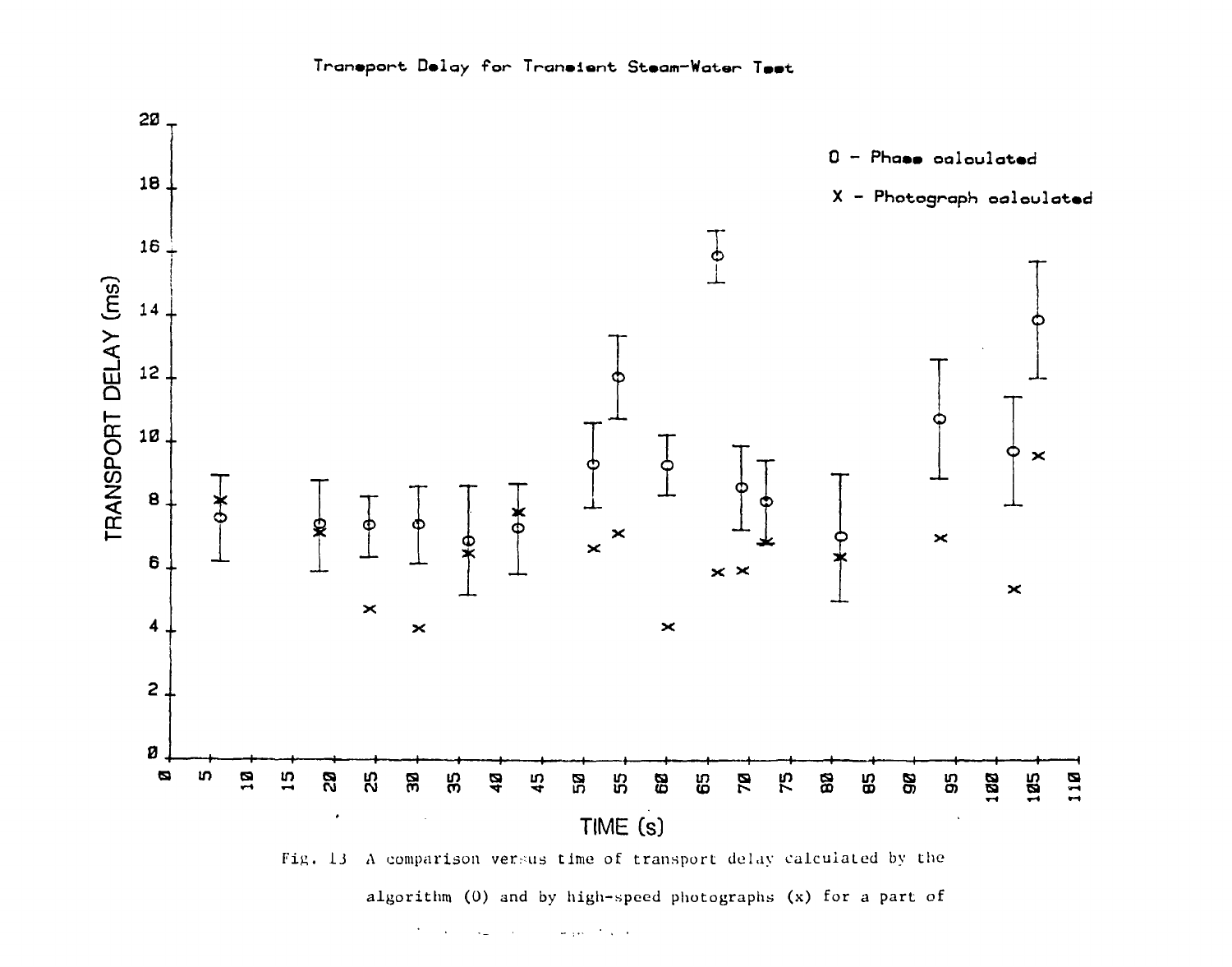Transport Delay for Transient Steam-Water Test

O - Phase calculated

X - Photograph calculated

TRANSPORT DELAY (ms)

0
2
4
6
8
10
12
14
16
18
20

TIME (s)

0 5 10 15 20 25 30 35 40 45 50 55 60 65 70 75 80 85 90 95 100 105 110

Fig. 13 A comparison versus time of transport delay calculated by the algorithm (O) and by high-speed photographs (x) for a part of